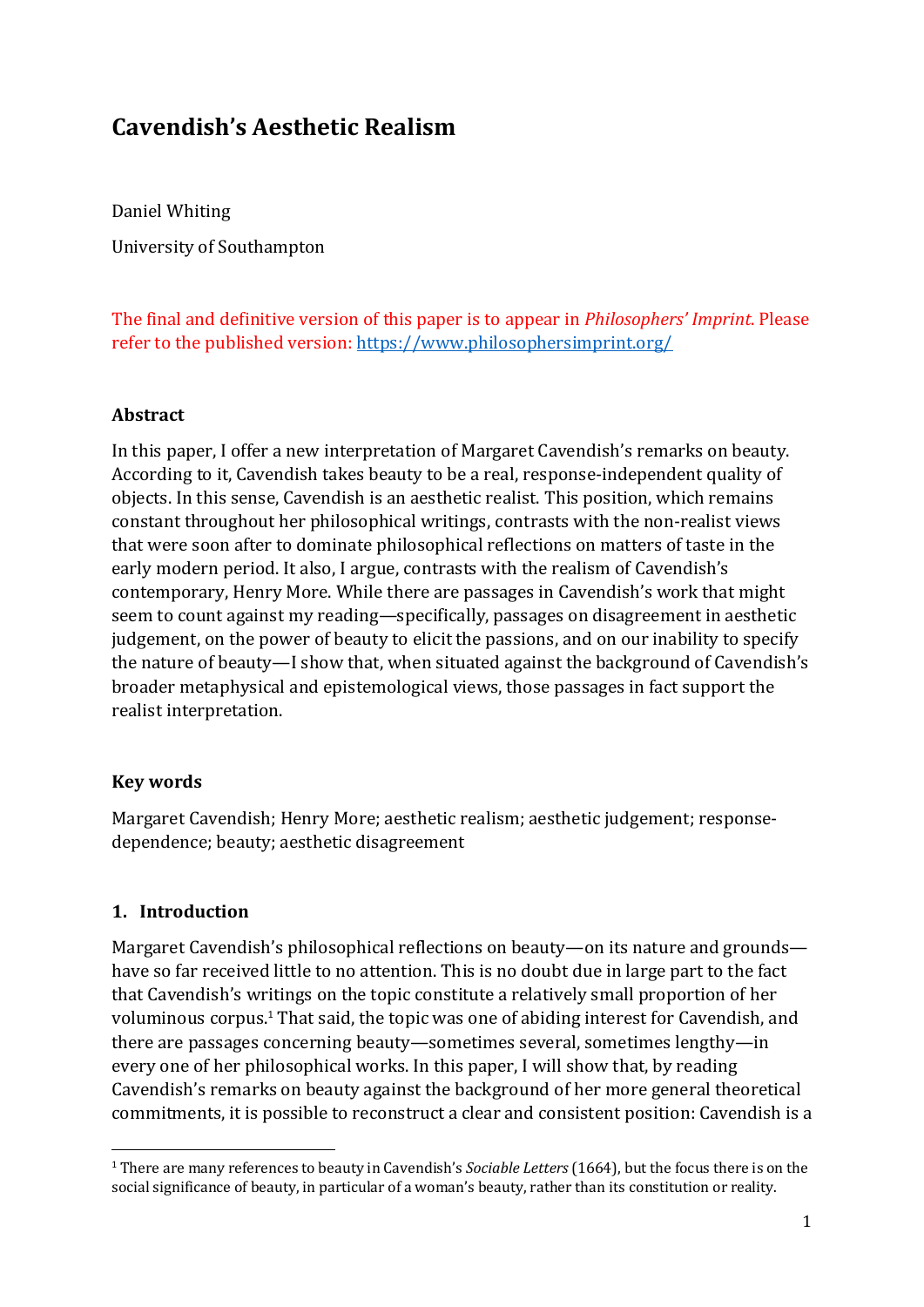# Cavendish's Aesthetic Realism

Daniel Whiting

University of Southampton

The final and definitive version of this paper is to appear in *Philosophers' Imprint*. Please refer to the published version: https://www.philosophersimprint.org/

## Abstract

In this paper, I offer a new interpretation of Margaret Cavendish's remarks on beauty. According to it, Cavendish takes beauty to be a real, response-independent quality of objects. In this sense, Cavendish is an aesthetic realist. This position, which remains constant throughout her philosophical writings, contrasts with the non-realist views that were soon after to dominate philosophical reflections on matters of taste in the early modern period. It also, I argue, contrasts with the realism of Cavendish's contemporary, Henry More. While there are passages in Cavendish's work that might seem to count against my reading—specifically, passages on disagreement in aesthetic judgement, on the power of beauty to elicit the passions, and on our inability to specify the nature of beauty—I show that, when situated against the background of Cavendish's broader metaphysical and epistemological views, those passages in fact support the realist interpretation.

## Key words

Margaret Cavendish; Henry More; aesthetic realism; aesthetic judgement; response-dependence; beauty; aesthetic disagreement

## 1. Introduction

Margaret Cavendish's philosophical reflections on beauty—on its nature and grounds—have so far received little to no attention. This is no doubt due in large part to the fact that Cavendish's writings on the topic constitute a relatively small proportion of her voluminous corpus.[1] That said, the topic was one of abiding interest for Cavendish, and there are passages concerning beauty—sometimes several, sometimes lengthy—in every one of her philosophical works. In this paper, I will show that, by reading Cavendish's remarks on beauty against the background of her more general theoretical commitments, it is possible to reconstruct a clear and consistent position: Cavendish is a

[1] There are many references to beauty in Cavendish's *Sociable Letters* (1664), but the focus there is on the social significance of beauty, in particular of a woman's beauty, rather than its constitution or reality.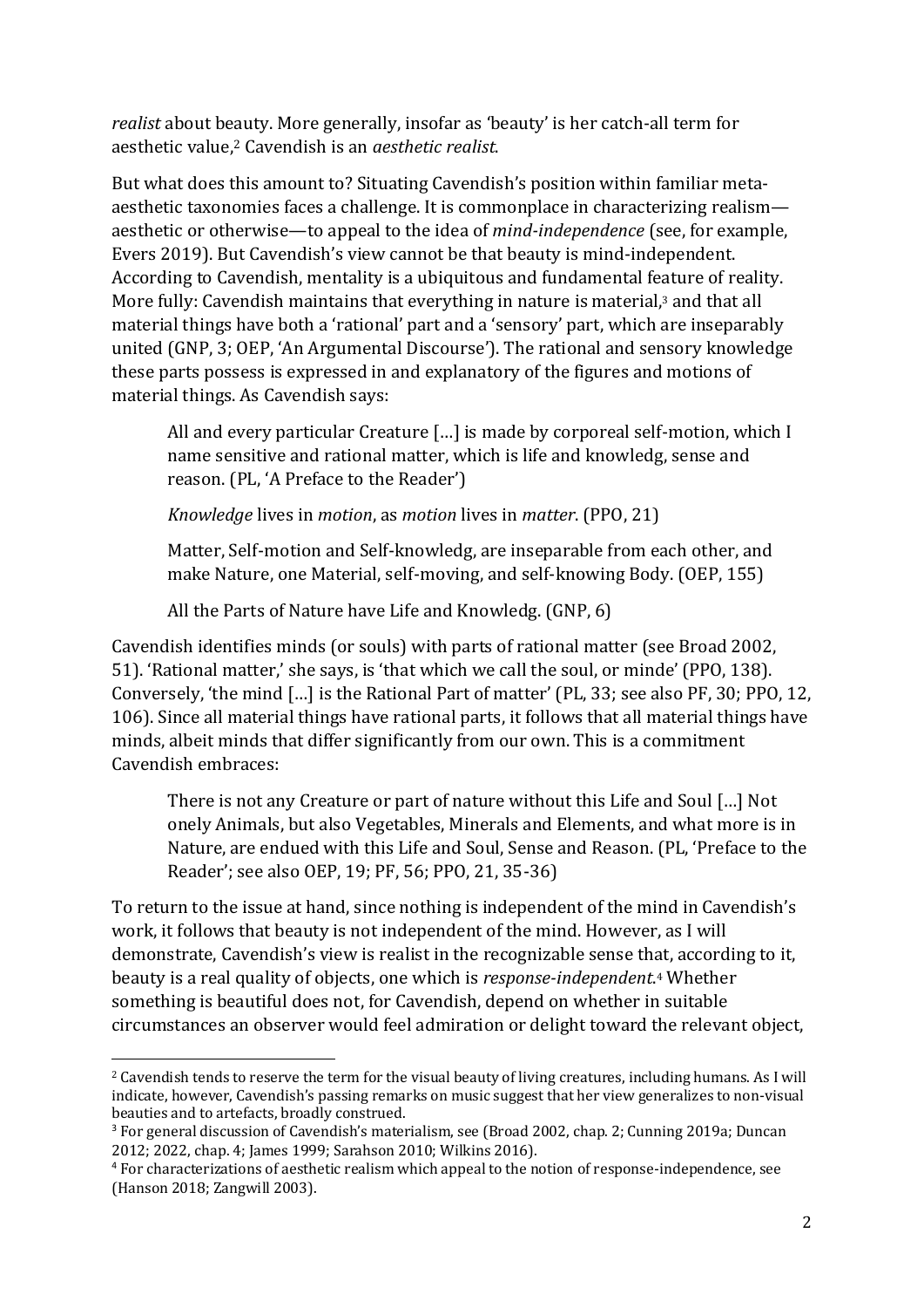*realist* about beauty. More generally, insofar as 'beauty' is her catch-all term for aesthetic value,[2] Cavendish is an *aesthetic realist*.

But what does this amount to? Situating Cavendish's position within familiar meta-aesthetic taxonomies faces a challenge. It is commonplace in characterizing realism—aesthetic or otherwise—to appeal to the idea of *mind-independence* (see, for example, Evers 2019). But Cavendish's view cannot be that beauty is mind-independent. According to Cavendish, mentality is a ubiquitous and fundamental feature of reality. More fully: Cavendish maintains that everything in nature is material,[3] and that all material things have both a 'rational' part and a 'sensory' part, which are inseparably united (GNP, 3; OEP, 'An Argumental Discourse'). The rational and sensory knowledge these parts possess is expressed in and explanatory of the figures and motions of material things. As Cavendish says:

> All and every particular Creature […] is made by corporeal self-motion, which I name sensitive and rational matter, which is life and knowledg, sense and reason. (PL, 'A Preface to the Reader')

> *Knowledge* lives in *motion*, as *motion* lives in *matter*. (PPO, 21)

> Matter, Self-motion and Self-knowledg, are inseparable from each other, and make Nature, one Material, self-moving, and self-knowing Body. (OEP, 155)

> All the Parts of Nature have Life and Knowledg. (GNP, 6)

Cavendish identifies minds (or souls) with parts of rational matter (see Broad 2002, 51). 'Rational matter,' she says, is 'that which we call the soul, or minde' (PPO, 138). Conversely, 'the mind […] is the Rational Part of matter' (PL, 33; see also PF, 30; PPO, 12, 106). Since all material things have rational parts, it follows that all material things have minds, albeit minds that differ significantly from our own. This is a commitment Cavendish embraces:

> There is not any Creature or part of nature without this Life and Soul […] Not onely Animals, but also Vegetables, Minerals and Elements, and what more is in Nature, are endued with this Life and Soul, Sense and Reason. (PL, 'Preface to the Reader'; see also OEP, 19; PF, 56; PPO, 21, 35-36)

To return to the issue at hand, since nothing is independent of the mind in Cavendish's work, it follows that beauty is not independent of the mind. However, as I will demonstrate, Cavendish's view is realist in the recognizable sense that, according to it, beauty is a real quality of objects, one which is *response-independent*.[4] Whether something is beautiful does not, for Cavendish, depend on whether in suitable circumstances an observer would feel admiration or delight toward the relevant object,

---

[2] Cavendish tends to reserve the term for the visual beauty of living creatures, including humans. As I will indicate, however, Cavendish's passing remarks on music suggest that her view generalizes to non-visual beauties and to artefacts, broadly construed.

[3] For general discussion of Cavendish's materialism, see (Broad 2002, chap. 2; Cunning 2019a; Duncan 2012; 2022, chap. 4; James 1999; Sarahson 2010; Wilkins 2016).

[4] For characterizations of aesthetic realism which appeal to the notion of response-independence, see (Hanson 2018; Zangwill 2003).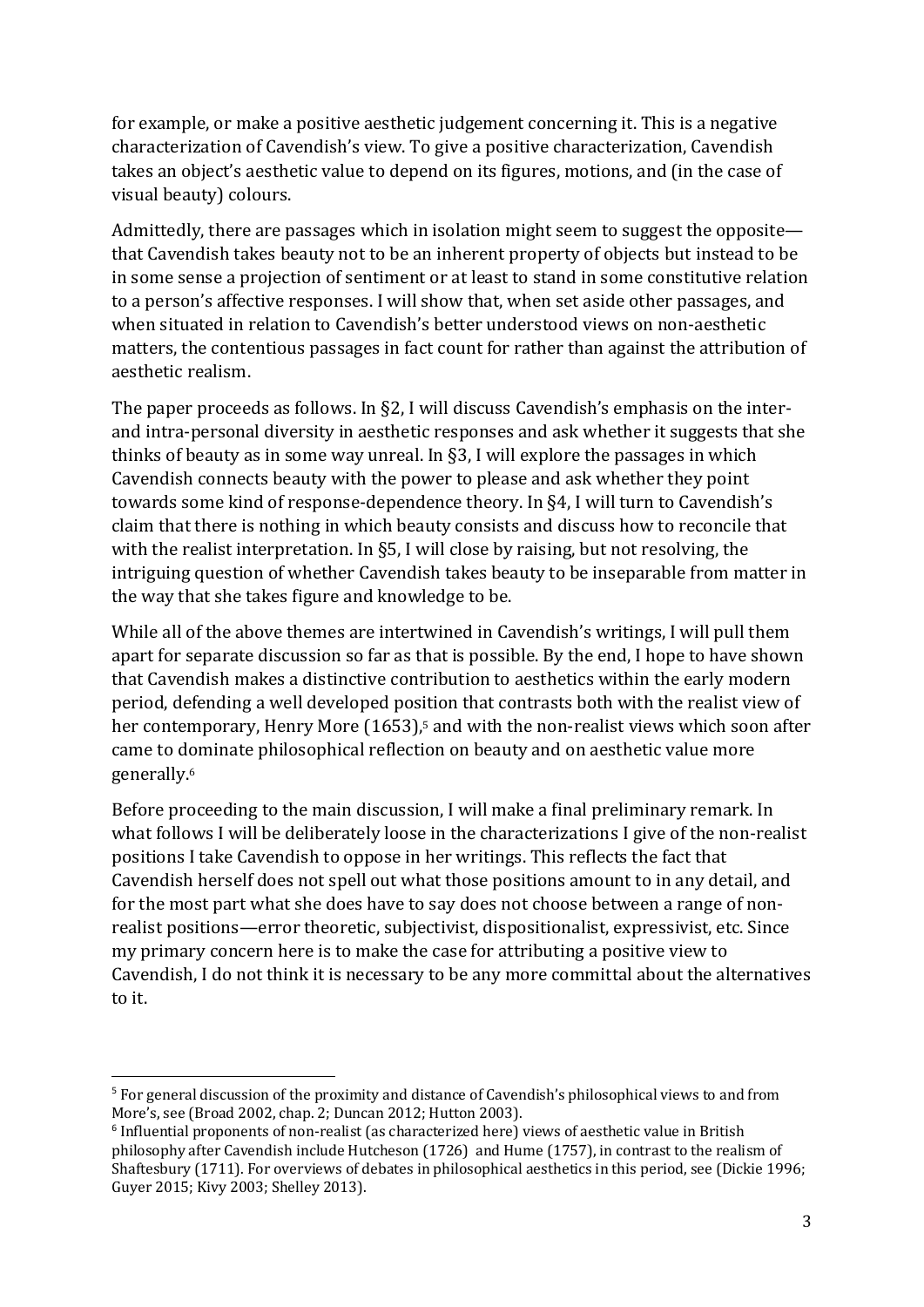for example, or make a positive aesthetic judgement concerning it. This is a negative characterization of Cavendish's view. To give a positive characterization, Cavendish takes an object's aesthetic value to depend on its figures, motions, and (in the case of visual beauty) colours.

Admittedly, there are passages which in isolation might seem to suggest the opposite—that Cavendish takes beauty not to be an inherent property of objects but instead to be in some sense a projection of sentiment or at least to stand in some constitutive relation to a person's affective responses. I will show that, when set aside other passages, and when situated in relation to Cavendish's better understood views on non-aesthetic matters, the contentious passages in fact count for rather than against the attribution of aesthetic realism.

The paper proceeds as follows. In §2, I will discuss Cavendish's emphasis on the inter- and intra-personal diversity in aesthetic responses and ask whether it suggests that she thinks of beauty as in some way unreal. In §3, I will explore the passages in which Cavendish connects beauty with the power to please and ask whether they point towards some kind of response-dependence theory. In §4, I will turn to Cavendish's claim that there is nothing in which beauty consists and discuss how to reconcile that with the realist interpretation. In §5, I will close by raising, but not resolving, the intriguing question of whether Cavendish takes beauty to be inseparable from matter in the way that she takes figure and knowledge to be.

While all of the above themes are intertwined in Cavendish's writings, I will pull them apart for separate discussion so far as that is possible. By the end, I hope to have shown that Cavendish makes a distinctive contribution to aesthetics within the early modern period, defending a well developed position that contrasts both with the realist view of her contemporary, Henry More (1653),[5] and with the non-realist views which soon after came to dominate philosophical reflection on beauty and on aesthetic value more generally.[6]

Before proceeding to the main discussion, I will make a final preliminary remark. In what follows I will be deliberately loose in the characterizations I give of the non-realist positions I take Cavendish to oppose in her writings. This reflects the fact that Cavendish herself does not spell out what those positions amount to in any detail, and for the most part what she does have to say does not choose between a range of non-realist positions—error theoretic, subjectivist, dispositionalist, expressivist, etc. Since my primary concern here is to make the case for attributing a positive view to Cavendish, I do not think it is necessary to be any more committal about the alternatives to it.

---

[5] For general discussion of the proximity and distance of Cavendish's philosophical views to and from More's, see (Broad 2002, chap. 2; Duncan 2012; Hutton 2003).

[6] Influential proponents of non-realist (as characterized here) views of aesthetic value in British philosophy after Cavendish include Hutcheson (1726) and Hume (1757), in contrast to the realism of Shaftesbury (1711). For overviews of debates in philosophical aesthetics in this period, see (Dickie 1996; Guyer 2015; Kivy 2003; Shelley 2013).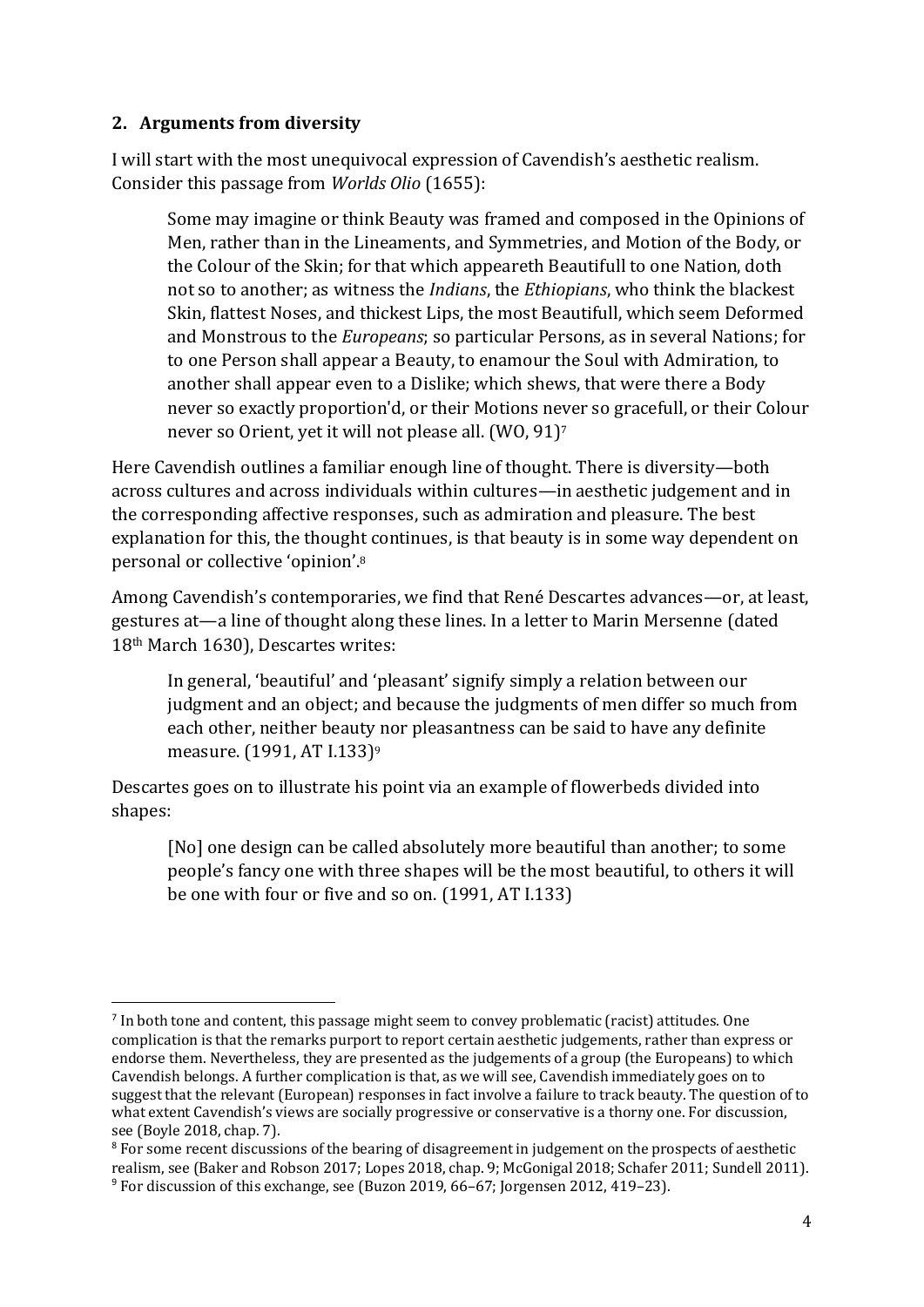## 2. Arguments from diversity

I will start with the most unequivocal expression of Cavendish's aesthetic realism. Consider this passage from *Worlds Olio* (1655):

> Some may imagine or think Beauty was framed and composed in the Opinions of Men, rather than in the Lineaments, and Symmetries, and Motion of the Body, or the Colour of the Skin; for that which appeareth Beautifull to one Nation, doth not so to another; as witness the *Indians*, the *Ethiopians*, who think the blackest Skin, flattest Noses, and thickest Lips, the most Beautifull, which seem Deformed and Monstrous to the *Europeans*; so particular Persons, as in several Nations; for to one Person shall appear a Beauty, to enamour the Soul with Admiration, to another shall appear even to a Dislike; which shews, that were there a Body never so exactly proportion'd, or their Motions never so gracefull, or their Colour never so Orient, yet it will not please all. (WO, 91)[7]

Here Cavendish outlines a familiar enough line of thought. There is diversity—both across cultures and across individuals within cultures—in aesthetic judgement and in the corresponding affective responses, such as admiration and pleasure. The best explanation for this, the thought continues, is that beauty is in some way dependent on personal or collective 'opinion'.[8]

Among Cavendish's contemporaries, we find that René Descartes advances—or, at least, gestures at—a line of thought along these lines. In a letter to Marin Mersenne (dated 18th March 1630), Descartes writes:

> In general, 'beautiful' and 'pleasant' signify simply a relation between our judgment and an object; and because the judgments of men differ so much from each other, neither beauty nor pleasantness can be said to have any definite measure. (1991, AT I.133)[9]

Descartes goes on to illustrate his point via an example of flowerbeds divided into shapes:

> [No] one design can be called absolutely more beautiful than another; to some people's fancy one with three shapes will be the most beautiful, to others it will be one with four or five and so on. (1991, AT I.133)

---

[7] In both tone and content, this passage might seem to convey problematic (racist) attitudes. One complication is that the remarks purport to report certain aesthetic judgements, rather than express or endorse them. Nevertheless, they are presented as the judgements of a group (the Europeans) to which Cavendish belongs. A further complication is that, as we will see, Cavendish immediately goes on to suggest that the relevant (European) responses in fact involve a failure to track beauty. The question of to what extent Cavendish's views are socially progressive or conservative is a thorny one. For discussion, see (Boyle 2018, chap. 7).

[8] For some recent discussions of the bearing of disagreement in judgement on the prospects of aesthetic realism, see (Baker and Robson 2017; Lopes 2018, chap. 9; McGonigal 2018; Schafer 2011; Sundell 2011).

[9] For discussion of this exchange, see (Buzon 2019, 66–67; Jorgensen 2012, 419–23).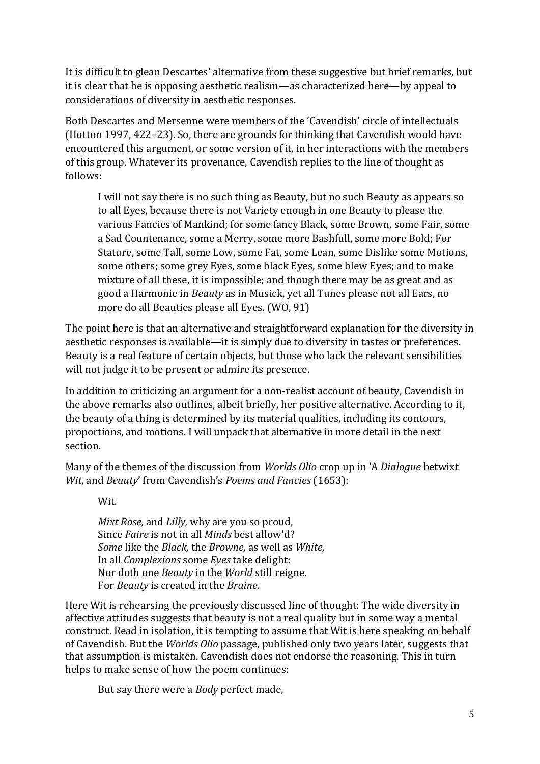It is difficult to glean Descartes' alternative from these suggestive but brief remarks, but it is clear that he is opposing aesthetic realism—as characterized here—by appeal to considerations of diversity in aesthetic responses.

Both Descartes and Mersenne were members of the 'Cavendish' circle of intellectuals (Hutton 1997, 422–23). So, there are grounds for thinking that Cavendish would have encountered this argument, or some version of it, in her interactions with the members of this group. Whatever its provenance, Cavendish replies to the line of thought as follows:

> I will not say there is no such thing as Beauty, but no such Beauty as appears so to all Eyes, because there is not Variety enough in one Beauty to please the various Fancies of Mankind; for some fancy Black, some Brown, some Fair, some a Sad Countenance, some a Merry, some more Bashfull, some more Bold; For Stature, some Tall, some Low, some Fat, some Lean, some Dislike some Motions, some others; some grey Eyes, some black Eyes, some blew Eyes; and to make mixture of all these, it is impossible; and though there may be as great and as good a Harmonie in *Beauty* as in Musick, yet all Tunes please not all Ears, no more do all Beauties please all Eyes. (WO, 91)

The point here is that an alternative and straightforward explanation for the diversity in aesthetic responses is available—it is simply due to diversity in tastes or preferences. Beauty is a real feature of certain objects, but those who lack the relevant sensibilities will not judge it to be present or admire its presence.

In addition to criticizing an argument for a non-realist account of beauty, Cavendish in the above remarks also outlines, albeit briefly, her positive alternative. According to it, the beauty of a thing is determined by its material qualities, including its contours, proportions, and motions. I will unpack that alternative in more detail in the next section.

Many of the themes of the discussion from *Worlds Olio* crop up in 'A *Dialogue* betwixt *Wit*, and *Beauty*' from Cavendish's *Poems and Fancies* (1653):

> Wit.
>
> *Mixt Rose,* and *Lilly,* why are you so proud,
> Since *Faire* is not in all *Minds* best allow'd?
> *Some* like the *Black,* the *Browne,* as well as *White,*
> In all *Complexions* some *Eyes* take delight:
> Nor doth one *Beauty* in the *World* still reigne.
> For *Beauty* is created in the *Braine.*

Here Wit is rehearsing the previously discussed line of thought: The wide diversity in affective attitudes suggests that beauty is not a real quality but in some way a mental construct. Read in isolation, it is tempting to assume that Wit is here speaking on behalf of Cavendish. But the *Worlds Olio* passage, published only two years later, suggests that that assumption is mistaken. Cavendish does not endorse the reasoning. This in turn helps to make sense of how the poem continues:

> But say there were a *Body* perfect made,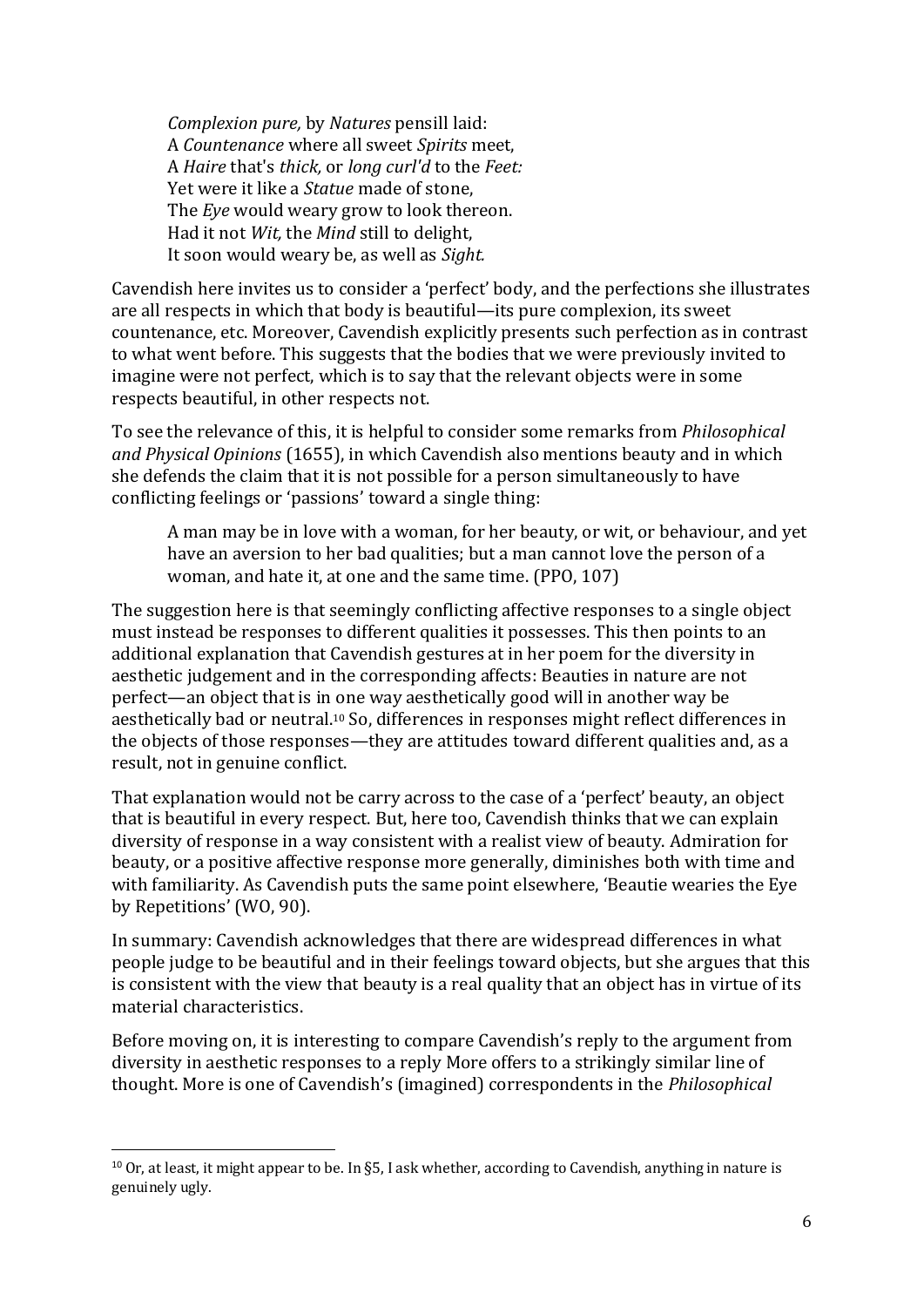> *Complexion pure,* by *Natures* pensill laid:
> A *Countenance* where all sweet *Spirits* meet,
> A *Haire* that's *thick,* or *long curl'd* to the *Feet:*
> Yet were it like a *Statue* made of stone,
> The *Eye* would weary grow to look thereon.
> Had it not *Wit,* the *Mind* still to delight,
> It soon would weary be, as well as *Sight.*

Cavendish here invites us to consider a 'perfect' body, and the perfections she illustrates are all respects in which that body is beautiful—its pure complexion, its sweet countenance, etc. Moreover, Cavendish explicitly presents such perfection as in contrast to what went before. This suggests that the bodies that we were previously invited to imagine were not perfect, which is to say that the relevant objects were in some respects beautiful, in other respects not.

To see the relevance of this, it is helpful to consider some remarks from *Philosophical and Physical Opinions* (1655), in which Cavendish also mentions beauty and in which she defends the claim that it is not possible for a person simultaneously to have conflicting feelings or 'passions' toward a single thing:

> A man may be in love with a woman, for her beauty, or wit, or behaviour, and yet have an aversion to her bad qualities; but a man cannot love the person of a woman, and hate it, at one and the same time. (PPO, 107)

The suggestion here is that seemingly conflicting affective responses to a single object must instead be responses to different qualities it possesses. This then points to an additional explanation that Cavendish gestures at in her poem for the diversity in aesthetic judgement and in the corresponding affects: Beauties in nature are not perfect—an object that is in one way aesthetically good will in another way be aesthetically bad or neutral.[10] So, differences in responses might reflect differences in the objects of those responses—they are attitudes toward different qualities and, as a result, not in genuine conflict.

That explanation would not be carry across to the case of a 'perfect' beauty, an object that is beautiful in every respect. But, here too, Cavendish thinks that we can explain diversity of response in a way consistent with a realist view of beauty. Admiration for beauty, or a positive affective response more generally, diminishes both with time and with familiarity. As Cavendish puts the same point elsewhere, 'Beautie wearies the Eye by Repetitions' (WO, 90).

In summary: Cavendish acknowledges that there are widespread differences in what people judge to be beautiful and in their feelings toward objects, but she argues that this is consistent with the view that beauty is a real quality that an object has in virtue of its material characteristics.

Before moving on, it is interesting to compare Cavendish's reply to the argument from diversity in aesthetic responses to a reply More offers to a strikingly similar line of thought. More is one of Cavendish's (imagined) correspondents in the *Philosophical*

[10] Or, at least, it might appear to be. In §5, I ask whether, according to Cavendish, anything in nature is genuinely ugly.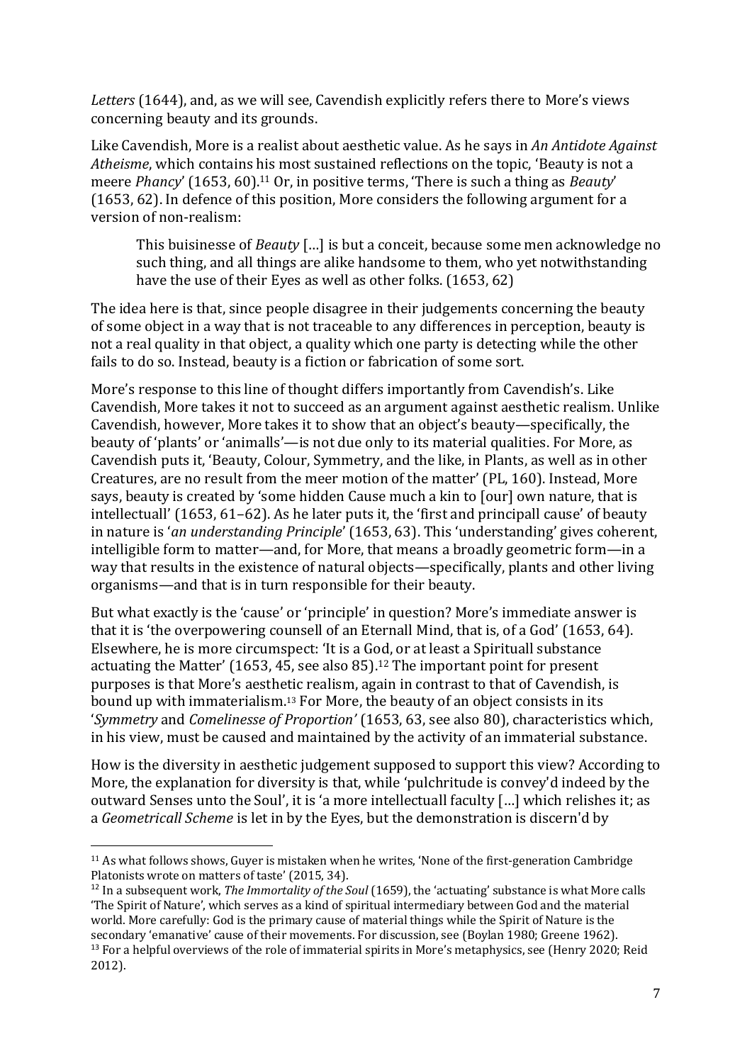*Letters* (1644), and, as we will see, Cavendish explicitly refers there to More's views concerning beauty and its grounds.

Like Cavendish, More is a realist about aesthetic value. As he says in *An Antidote Against Atheisme*, which contains his most sustained reflections on the topic, 'Beauty is not a meere *Phancy*' (1653, 60).[11] Or, in positive terms, 'There is such a thing as *Beauty*' (1653, 62). In defence of this position, More considers the following argument for a version of non-realism:

> This buisinesse of *Beauty* […] is but a conceit, because some men acknowledge no such thing, and all things are alike handsome to them, who yet notwithstanding have the use of their Eyes as well as other folks. (1653, 62)

The idea here is that, since people disagree in their judgements concerning the beauty of some object in a way that is not traceable to any differences in perception, beauty is not a real quality in that object, a quality which one party is detecting while the other fails to do so. Instead, beauty is a fiction or fabrication of some sort.

More's response to this line of thought differs importantly from Cavendish's. Like Cavendish, More takes it not to succeed as an argument against aesthetic realism. Unlike Cavendish, however, More takes it to show that an object's beauty—specifically, the beauty of 'plants' or 'animalls'—is not due only to its material qualities. For More, as Cavendish puts it, 'Beauty, Colour, Symmetry, and the like, in Plants, as well as in other Creatures, are no result from the meer motion of the matter' (PL, 160). Instead, More says, beauty is created by 'some hidden Cause much a kin to [our] own nature, that is intellectuall' (1653, 61–62). As he later puts it, the 'first and principall cause' of beauty in nature is '*an understanding Principle*' (1653, 63). This 'understanding' gives coherent, intelligible form to matter—and, for More, that means a broadly geometric form—in a way that results in the existence of natural objects—specifically, plants and other living organisms—and that is in turn responsible for their beauty.

But what exactly is the 'cause' or 'principle' in question? More's immediate answer is that it is 'the overpowering counsell of an Eternall Mind, that is, of a God' (1653, 64). Elsewhere, he is more circumspect: 'It is a God, or at least a Spirituall substance actuating the Matter' (1653, 45, see also 85).[12] The important point for present purposes is that More's aesthetic realism, again in contrast to that of Cavendish, is bound up with immaterialism.[13] For More, the beauty of an object consists in its '*Symmetry* and *Comelinesse of Proportion'* (1653, 63, see also 80), characteristics which, in his view, must be caused and maintained by the activity of an immaterial substance.

How is the diversity in aesthetic judgement supposed to support this view? According to More, the explanation for diversity is that, while 'pulchritude is convey'd indeed by the outward Senses unto the Soul', it is 'a more intellectuall faculty […] which relishes it; as a *Geometricall Scheme* is let in by the Eyes, but the demonstration is discern'd by

---

[11] As what follows shows, Guyer is mistaken when he writes, 'None of the first-generation Cambridge Platonists wrote on matters of taste' (2015, 34).

[12] In a subsequent work, *The Immortality of the Soul* (1659), the 'actuating' substance is what More calls 'The Spirit of Nature', which serves as a kind of spiritual intermediary between God and the material world. More carefully: God is the primary cause of material things while the Spirit of Nature is the secondary 'emanative' cause of their movements. For discussion, see (Boylan 1980; Greene 1962).

[13] For a helpful overviews of the role of immaterial spirits in More's metaphysics, see (Henry 2020; Reid 2012).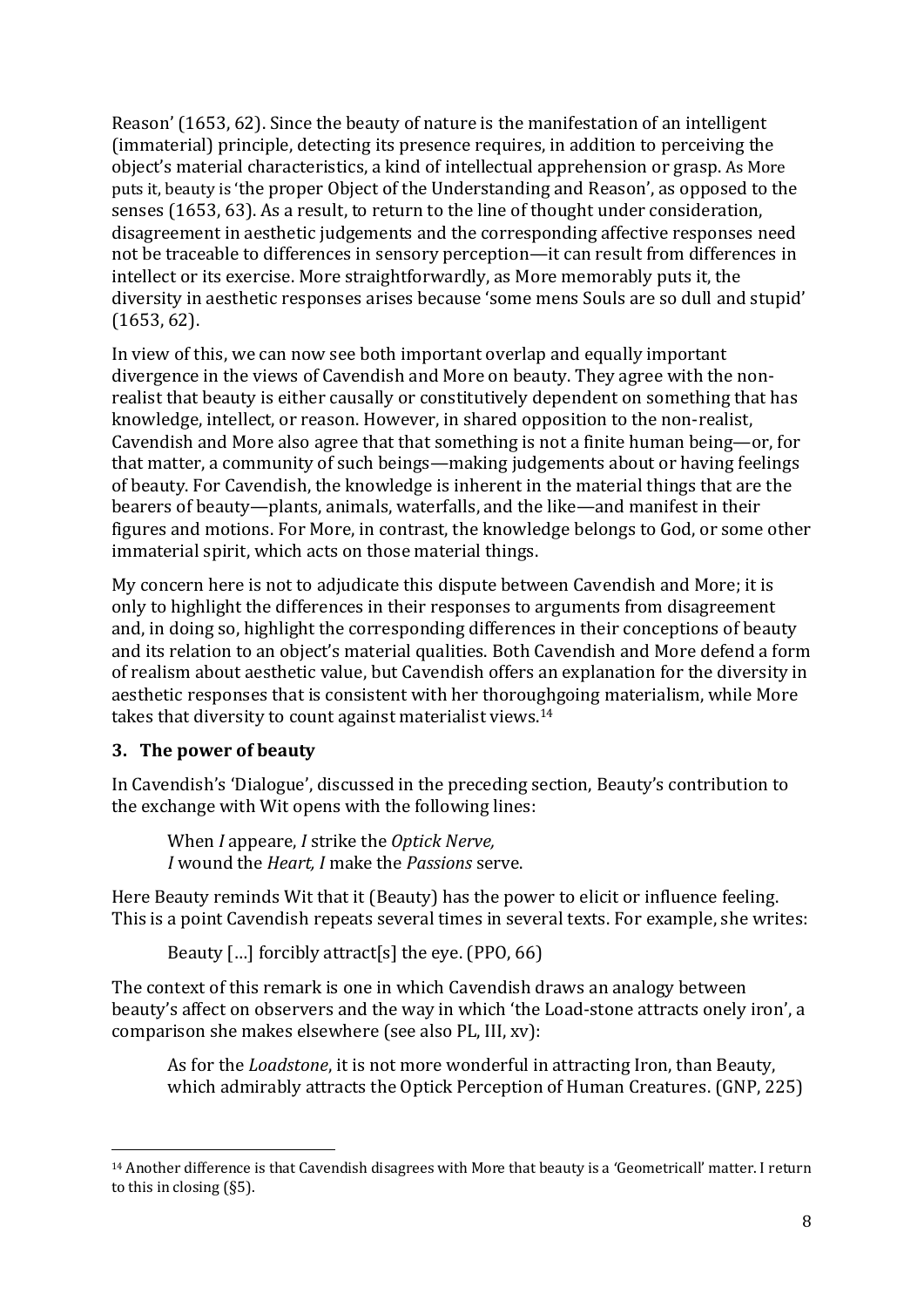Reason' (1653, 62). Since the beauty of nature is the manifestation of an intelligent (immaterial) principle, detecting its presence requires, in addition to perceiving the object's material characteristics, a kind of intellectual apprehension or grasp. As More puts it, beauty is 'the proper Object of the Understanding and Reason', as opposed to the senses (1653, 63). As a result, to return to the line of thought under consideration, disagreement in aesthetic judgements and the corresponding affective responses need not be traceable to differences in sensory perception—it can result from differences in intellect or its exercise. More straightforwardly, as More memorably puts it, the diversity in aesthetic responses arises because 'some mens Souls are so dull and stupid' (1653, 62).

In view of this, we can now see both important overlap and equally important divergence in the views of Cavendish and More on beauty. They agree with the non-realist that beauty is either causally or constitutively dependent on something that has knowledge, intellect, or reason. However, in shared opposition to the non-realist, Cavendish and More also agree that that something is not a finite human being—or, for that matter, a community of such beings—making judgements about or having feelings of beauty. For Cavendish, the knowledge is inherent in the material things that are the bearers of beauty—plants, animals, waterfalls, and the like—and manifest in their figures and motions. For More, in contrast, the knowledge belongs to God, or some other immaterial spirit, which acts on those material things.

My concern here is not to adjudicate this dispute between Cavendish and More; it is only to highlight the differences in their responses to arguments from disagreement and, in doing so, highlight the corresponding differences in their conceptions of beauty and its relation to an object's material qualities. Both Cavendish and More defend a form of realism about aesthetic value, but Cavendish offers an explanation for the diversity in aesthetic responses that is consistent with her thoroughgoing materialism, while More takes that diversity to count against materialist views.[14]

## 3. The power of beauty

In Cavendish's 'Dialogue', discussed in the preceding section, Beauty's contribution to the exchange with Wit opens with the following lines:

> When *I* appeare, *I* strike the *Optick Nerve,*
> *I* wound the *Heart, I* make the *Passions* serve.

Here Beauty reminds Wit that it (Beauty) has the power to elicit or influence feeling. This is a point Cavendish repeats several times in several texts. For example, she writes:

> Beauty […] forcibly attract[s] the eye. (PPO, 66)

The context of this remark is one in which Cavendish draws an analogy between beauty's affect on observers and the way in which 'the Load-stone attracts onely iron', a comparison she makes elsewhere (see also PL, III, xv):

> As for the *Loadstone*, it is not more wonderful in attracting Iron, than Beauty, which admirably attracts the Optick Perception of Human Creatures. (GNP, 225)

[14] Another difference is that Cavendish disagrees with More that beauty is a 'Geometricall' matter. I return to this in closing (§5).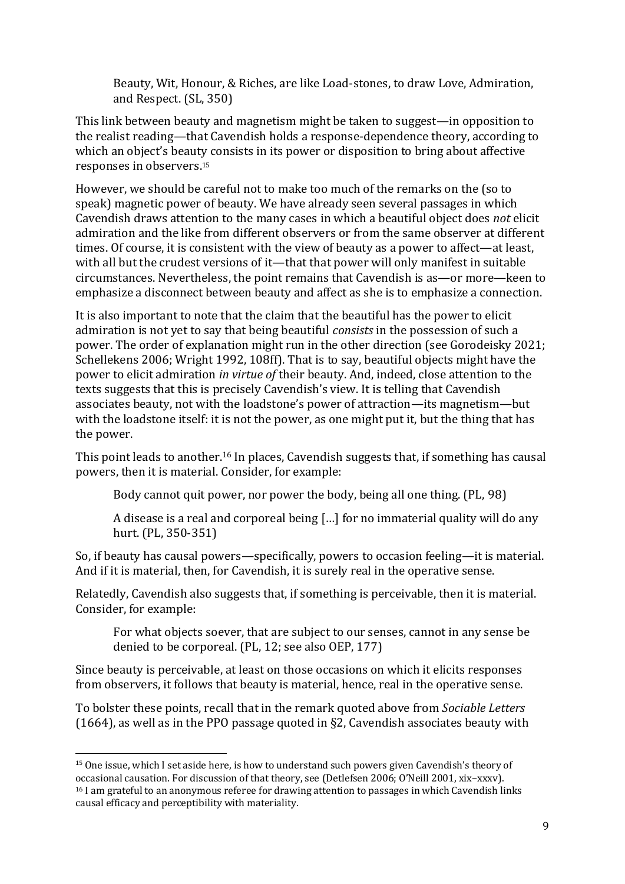> Beauty, Wit, Honour, & Riches, are like Load-stones, to draw Love, Admiration, and Respect. (SL, 350)

This link between beauty and magnetism might be taken to suggest—in opposition to the realist reading—that Cavendish holds a response-dependence theory, according to which an object's beauty consists in its power or disposition to bring about affective responses in observers.[15]

However, we should be careful not to make too much of the remarks on the (so to speak) magnetic power of beauty. We have already seen several passages in which Cavendish draws attention to the many cases in which a beautiful object does *not* elicit admiration and the like from different observers or from the same observer at different times. Of course, it is consistent with the view of beauty as a power to affect—at least, with all but the crudest versions of it—that that power will only manifest in suitable circumstances. Nevertheless, the point remains that Cavendish is as—or more—keen to emphasize a disconnect between beauty and affect as she is to emphasize a connection.

It is also important to note that the claim that the beautiful has the power to elicit admiration is not yet to say that being beautiful *consists* in the possession of such a power. The order of explanation might run in the other direction (see Gorodeisky 2021; Schellekens 2006; Wright 1992, 108ff). That is to say, beautiful objects might have the power to elicit admiration *in virtue of* their beauty. And, indeed, close attention to the texts suggests that this is precisely Cavendish's view. It is telling that Cavendish associates beauty, not with the loadstone's power of attraction—its magnetism—but with the loadstone itself: it is not the power, as one might put it, but the thing that has the power.

This point leads to another.[16] In places, Cavendish suggests that, if something has causal powers, then it is material. Consider, for example:

> Body cannot quit power, nor power the body, being all one thing. (PL, 98)

> A disease is a real and corporeal being […] for no immaterial quality will do any hurt. (PL, 350-351)

So, if beauty has causal powers—specifically, powers to occasion feeling—it is material. And if it is material, then, for Cavendish, it is surely real in the operative sense.

Relatedly, Cavendish also suggests that, if something is perceivable, then it is material. Consider, for example:

> For what objects soever, that are subject to our senses, cannot in any sense be denied to be corporeal. (PL, 12; see also OEP, 177)

Since beauty is perceivable, at least on those occasions on which it elicits responses from observers, it follows that beauty is material, hence, real in the operative sense.

To bolster these points, recall that in the remark quoted above from *Sociable Letters* (1664), as well as in the PPO passage quoted in §2, Cavendish associates beauty with

---

[15] One issue, which I set aside here, is how to understand such powers given Cavendish's theory of occasional causation. For discussion of that theory, see (Detlefsen 2006; O'Neill 2001, xix–xxxv).

[16] I am grateful to an anonymous referee for drawing attention to passages in which Cavendish links causal efficacy and perceptibility with materiality.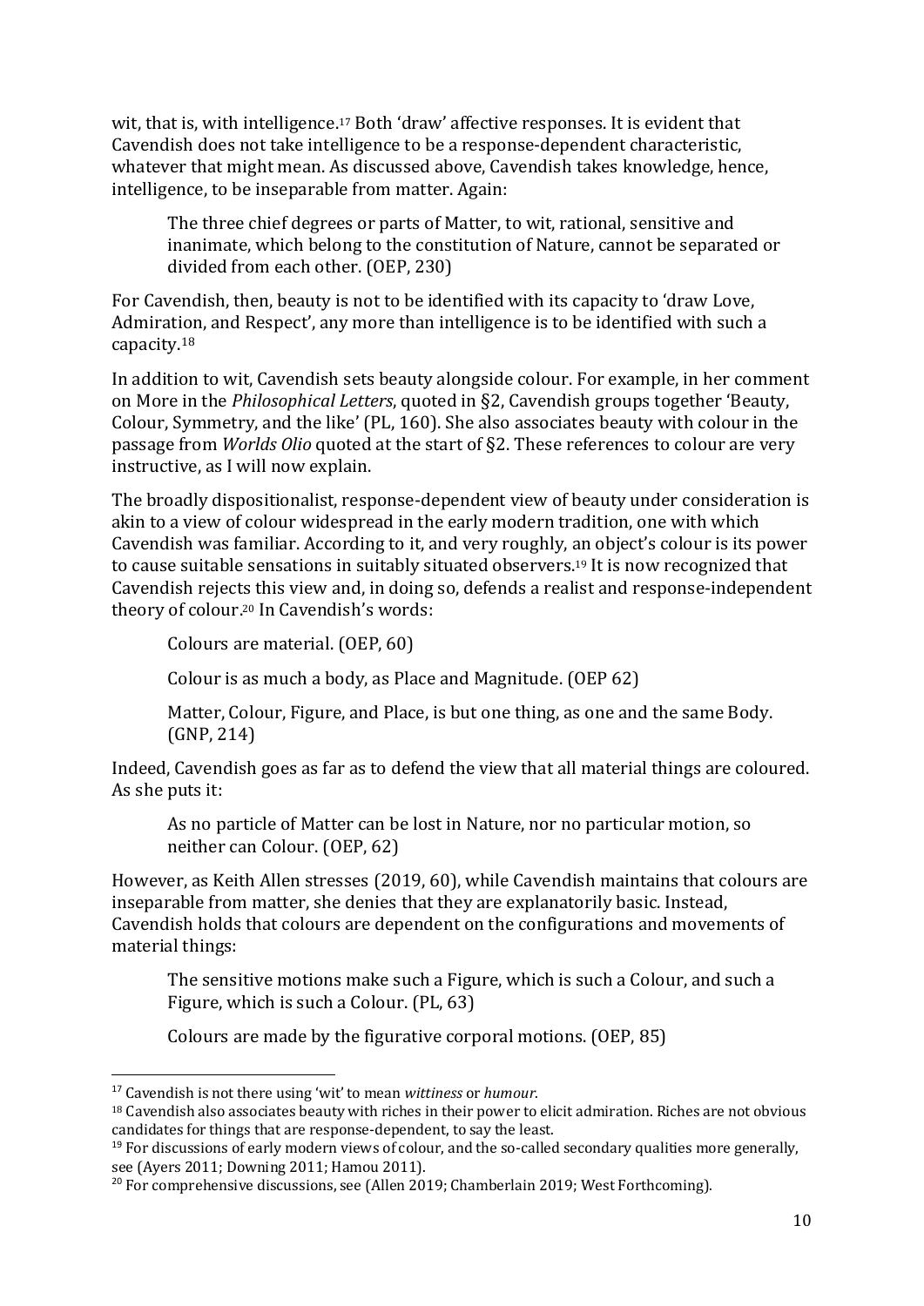wit, that is, with intelligence.[17] Both 'draw' affective responses. It is evident that Cavendish does not take intelligence to be a response-dependent characteristic, whatever that might mean. As discussed above, Cavendish takes knowledge, hence, intelligence, to be inseparable from matter. Again:

> The three chief degrees or parts of Matter, to wit, rational, sensitive and inanimate, which belong to the constitution of Nature, cannot be separated or divided from each other. (OEP, 230)

For Cavendish, then, beauty is not to be identified with its capacity to 'draw Love, Admiration, and Respect', any more than intelligence is to be identified with such a capacity.[18]

In addition to wit, Cavendish sets beauty alongside colour. For example, in her comment on More in the *Philosophical Letters*, quoted in §2, Cavendish groups together 'Beauty, Colour, Symmetry, and the like' (PL, 160). She also associates beauty with colour in the passage from *Worlds Olio* quoted at the start of §2. These references to colour are very instructive, as I will now explain.

The broadly dispositionalist, response-dependent view of beauty under consideration is akin to a view of colour widespread in the early modern tradition, one with which Cavendish was familiar. According to it, and very roughly, an object's colour is its power to cause suitable sensations in suitably situated observers.[19] It is now recognized that Cavendish rejects this view and, in doing so, defends a realist and response-independent theory of colour.[20] In Cavendish's words:

> Colours are material. (OEP, 60)
>
> Colour is as much a body, as Place and Magnitude. (OEP 62)
>
> Matter, Colour, Figure, and Place, is but one thing, as one and the same Body. (GNP, 214)

Indeed, Cavendish goes as far as to defend the view that all material things are coloured. As she puts it:

> As no particle of Matter can be lost in Nature, nor no particular motion, so neither can Colour. (OEP, 62)

However, as Keith Allen stresses (2019, 60), while Cavendish maintains that colours are inseparable from matter, she denies that they are explanatorily basic. Instead, Cavendish holds that colours are dependent on the configurations and movements of material things:

> The sensitive motions make such a Figure, which is such a Colour, and such a Figure, which is such a Colour. (PL, 63)
>
> Colours are made by the figurative corporal motions. (OEP, 85)

---

[17] Cavendish is not there using 'wit' to mean *wittiness* or *humour*.

[18] Cavendish also associates beauty with riches in their power to elicit admiration. Riches are not obvious candidates for things that are response-dependent, to say the least.

[19] For discussions of early modern views of colour, and the so-called secondary qualities more generally, see (Ayers 2011; Downing 2011; Hamou 2011).

[20] For comprehensive discussions, see (Allen 2019; Chamberlain 2019; West Forthcoming).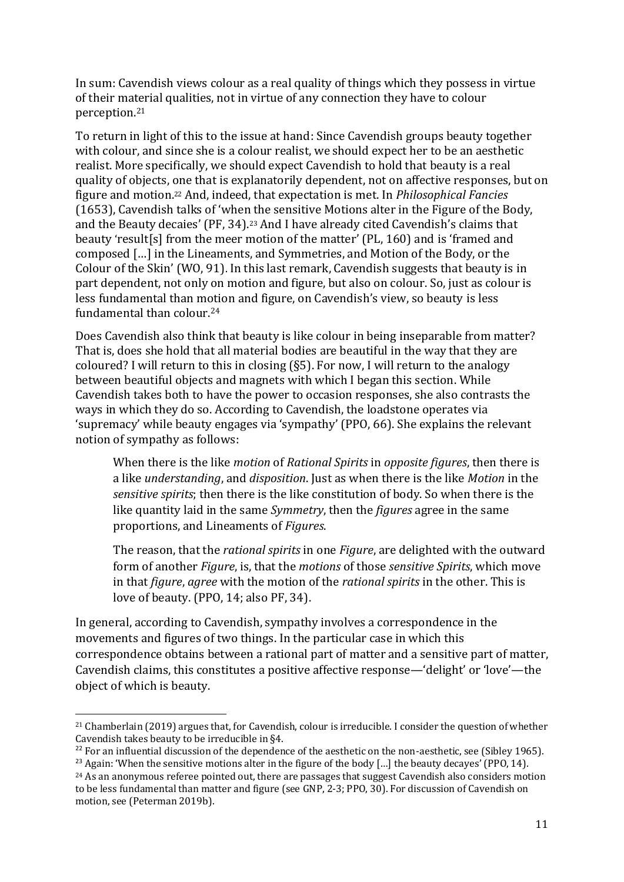In sum: Cavendish views colour as a real quality of things which they possess in virtue of their material qualities, not in virtue of any connection they have to colour perception.[21]

To return in light of this to the issue at hand: Since Cavendish groups beauty together with colour, and since she is a colour realist, we should expect her to be an aesthetic realist. More specifically, we should expect Cavendish to hold that beauty is a real quality of objects, one that is explanatorily dependent, not on affective responses, but on figure and motion.[22] And, indeed, that expectation is met. In *Philosophical Fancies* (1653), Cavendish talks of 'when the sensitive Motions alter in the Figure of the Body, and the Beauty decaies' (PF, 34).[23] And I have already cited Cavendish's claims that beauty 'result[s] from the meer motion of the matter' (PL, 160) and is 'framed and composed […] in the Lineaments, and Symmetries, and Motion of the Body, or the Colour of the Skin' (WO, 91). In this last remark, Cavendish suggests that beauty is in part dependent, not only on motion and figure, but also on colour. So, just as colour is less fundamental than motion and figure, on Cavendish's view, so beauty is less fundamental than colour.[24]

Does Cavendish also think that beauty is like colour in being inseparable from matter? That is, does she hold that all material bodies are beautiful in the way that they are coloured? I will return to this in closing (§5). For now, I will return to the analogy between beautiful objects and magnets with which I began this section. While Cavendish takes both to have the power to occasion responses, she also contrasts the ways in which they do so. According to Cavendish, the loadstone operates via 'supremacy' while beauty engages via 'sympathy' (PPO, 66). She explains the relevant notion of sympathy as follows:

> When there is the like *motion* of *Rational Spirits* in *opposite figures*, then there is a like *understanding*, and *disposition*. Just as when there is the like *Motion* in the *sensitive spirits*; then there is the like constitution of body. So when there is the like quantity laid in the same *Symmetry*, then the *figures* agree in the same proportions, and Lineaments of *Figures*.
>
> The reason, that the *rational spirits* in one *Figure*, are delighted with the outward form of another *Figure*, is, that the *motions* of those *sensitive Spirits*, which move in that *figure*, *agree* with the motion of the *rational spirits* in the other. This is love of beauty. (PPO, 14; also PF, 34).

In general, according to Cavendish, sympathy involves a correspondence in the movements and figures of two things. In the particular case in which this correspondence obtains between a rational part of matter and a sensitive part of matter, Cavendish claims, this constitutes a positive affective response—'delight' or 'love'—the object of which is beauty.

---

[21] Chamberlain (2019) argues that, for Cavendish, colour is irreducible. I consider the question of whether Cavendish takes beauty to be irreducible in §4.

[22] For an influential discussion of the dependence of the aesthetic on the non-aesthetic, see (Sibley 1965).

[23] Again: 'When the sensitive motions alter in the figure of the body […] the beauty decayes' (PPO, 14).

[24] As an anonymous referee pointed out, there are passages that suggest Cavendish also considers motion to be less fundamental than matter and figure (see GNP, 2-3; PPO, 30). For discussion of Cavendish on motion, see (Peterman 2019b).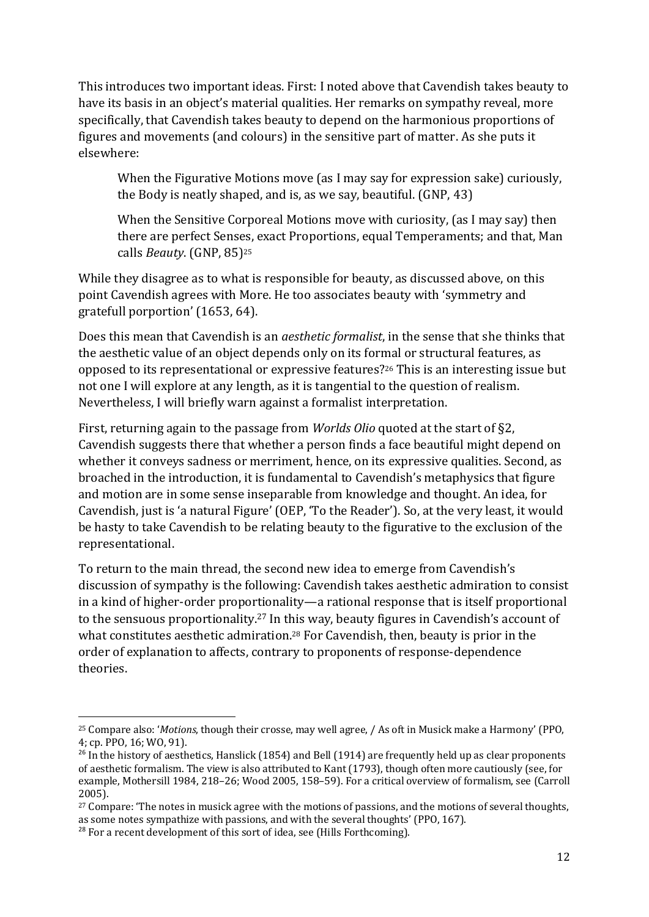This introduces two important ideas. First: I noted above that Cavendish takes beauty to have its basis in an object's material qualities. Her remarks on sympathy reveal, more specifically, that Cavendish takes beauty to depend on the harmonious proportions of figures and movements (and colours) in the sensitive part of matter. As she puts it elsewhere:

> When the Figurative Motions move (as I may say for expression sake) curiously, the Body is neatly shaped, and is, as we say, beautiful. (GNP, 43)
>
> When the Sensitive Corporeal Motions move with curiosity, (as I may say) then there are perfect Senses, exact Proportions, equal Temperaments; and that, Man calls *Beauty*. (GNP, 85)[25]

While they disagree as to what is responsible for beauty, as discussed above, on this point Cavendish agrees with More. He too associates beauty with 'symmetry and gratefull porportion' (1653, 64).

Does this mean that Cavendish is an *aesthetic formalist*, in the sense that she thinks that the aesthetic value of an object depends only on its formal or structural features, as opposed to its representational or expressive features?[26] This is an interesting issue but not one I will explore at any length, as it is tangential to the question of realism. Nevertheless, I will briefly warn against a formalist interpretation.

First, returning again to the passage from *Worlds Olio* quoted at the start of §2, Cavendish suggests there that whether a person finds a face beautiful might depend on whether it conveys sadness or merriment, hence, on its expressive qualities. Second, as broached in the introduction, it is fundamental to Cavendish's metaphysics that figure and motion are in some sense inseparable from knowledge and thought. An idea, for Cavendish, just is 'a natural Figure' (OEP, 'To the Reader'). So, at the very least, it would be hasty to take Cavendish to be relating beauty to the figurative to the exclusion of the representational.

To return to the main thread, the second new idea to emerge from Cavendish's discussion of sympathy is the following: Cavendish takes aesthetic admiration to consist in a kind of higher-order proportionality—a rational response that is itself proportional to the sensuous proportionality.[27] In this way, beauty figures in Cavendish's account of what constitutes aesthetic admiration.[28] For Cavendish, then, beauty is prior in the order of explanation to affects, contrary to proponents of response-dependence theories.

---

[25] Compare also: '*Motions*, though their crosse, may well agree, / As oft in Musick make a Harmony' (PPO, 4; cp. PPO, 16; WO, 91).

[26] In the history of aesthetics, Hanslick (1854) and Bell (1914) are frequently held up as clear proponents of aesthetic formalism. The view is also attributed to Kant (1793), though often more cautiously (see, for example, Mothersill 1984, 218–26; Wood 2005, 158–59). For a critical overview of formalism, see (Carroll 2005).

[27] Compare: 'The notes in musick agree with the motions of passions, and the motions of several thoughts, as some notes sympathize with passions, and with the several thoughts' (PPO, 167).

[28] For a recent development of this sort of idea, see (Hills Forthcoming).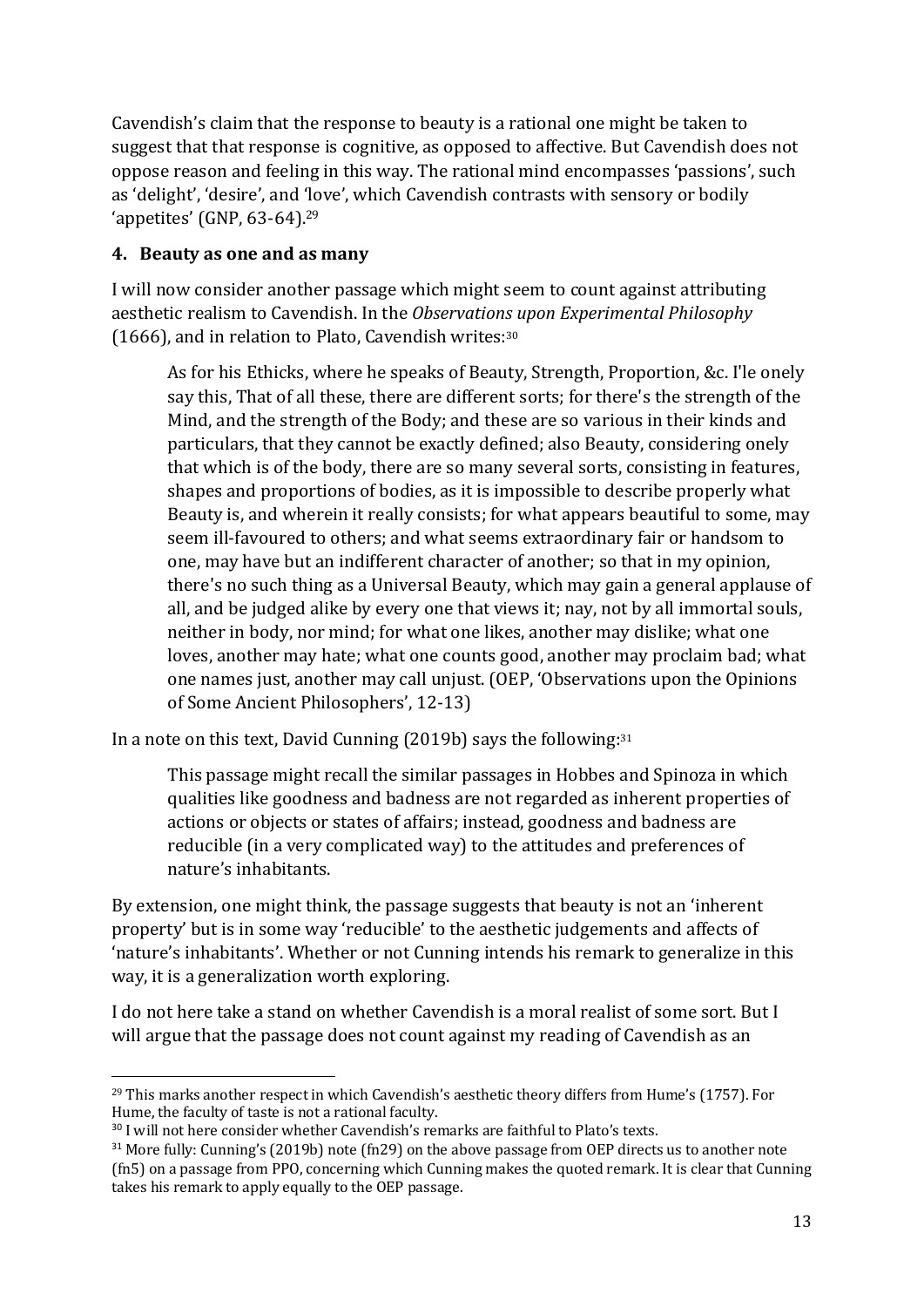Cavendish's claim that the response to beauty is a rational one might be taken to suggest that that response is cognitive, as opposed to affective. But Cavendish does not oppose reason and feeling in this way. The rational mind encompasses 'passions', such as 'delight', 'desire', and 'love', which Cavendish contrasts with sensory or bodily 'appetites' (GNP, 63-64).[29]

## 4. Beauty as one and as many

I will now consider another passage which might seem to count against attributing aesthetic realism to Cavendish. In the *Observations upon Experimental Philosophy* (1666), and in relation to Plato, Cavendish writes:[30]

> As for his Ethicks, where he speaks of Beauty, Strength, Proportion, &c. I'le onely say this, That of all these, there are different sorts; for there's the strength of the Mind, and the strength of the Body; and these are so various in their kinds and particulars, that they cannot be exactly defined; also Beauty, considering onely that which is of the body, there are so many several sorts, consisting in features, shapes and proportions of bodies, as it is impossible to describe properly what Beauty is, and wherein it really consists; for what appears beautiful to some, may seem ill-favoured to others; and what seems extraordinary fair or handsom to one, may have but an indifferent character of another; so that in my opinion, there's no such thing as a Universal Beauty, which may gain a general applause of all, and be judged alike by every one that views it; nay, not by all immortal souls, neither in body, nor mind; for what one likes, another may dislike; what one loves, another may hate; what one counts good, another may proclaim bad; what one names just, another may call unjust. (OEP, 'Observations upon the Opinions of Some Ancient Philosophers', 12-13)

In a note on this text, David Cunning (2019b) says the following:[31]

> This passage might recall the similar passages in Hobbes and Spinoza in which qualities like goodness and badness are not regarded as inherent properties of actions or objects or states of affairs; instead, goodness and badness are reducible (in a very complicated way) to the attitudes and preferences of nature's inhabitants.

By extension, one might think, the passage suggests that beauty is not an 'inherent property' but is in some way 'reducible' to the aesthetic judgements and affects of 'nature's inhabitants'. Whether or not Cunning intends his remark to generalize in this way, it is a generalization worth exploring.

I do not here take a stand on whether Cavendish is a moral realist of some sort. But I will argue that the passage does not count against my reading of Cavendish as an

---

[29] This marks another respect in which Cavendish's aesthetic theory differs from Hume's (1757). For Hume, the faculty of taste is not a rational faculty.

[30] I will not here consider whether Cavendish's remarks are faithful to Plato's texts.

[31] More fully: Cunning's (2019b) note (fn29) on the above passage from OEP directs us to another note (fn5) on a passage from PPO, concerning which Cunning makes the quoted remark. It is clear that Cunning takes his remark to apply equally to the OEP passage.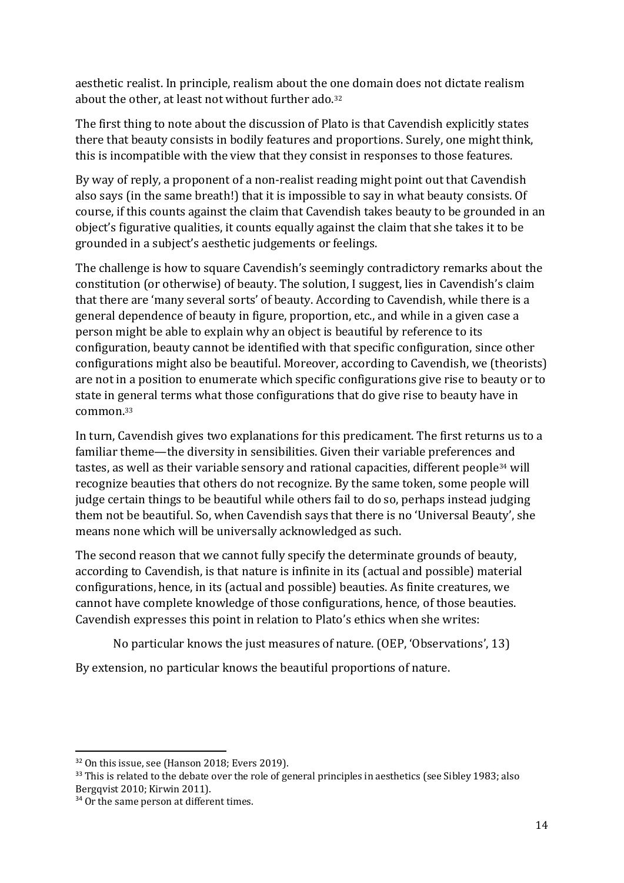aesthetic realist. In principle, realism about the one domain does not dictate realism about the other, at least not without further ado.[32]

The first thing to note about the discussion of Plato is that Cavendish explicitly states there that beauty consists in bodily features and proportions. Surely, one might think, this is incompatible with the view that they consist in responses to those features.

By way of reply, a proponent of a non-realist reading might point out that Cavendish also says (in the same breath!) that it is impossible to say in what beauty consists. Of course, if this counts against the claim that Cavendish takes beauty to be grounded in an object's figurative qualities, it counts equally against the claim that she takes it to be grounded in a subject's aesthetic judgements or feelings.

The challenge is how to square Cavendish's seemingly contradictory remarks about the constitution (or otherwise) of beauty. The solution, I suggest, lies in Cavendish's claim that there are 'many several sorts' of beauty. According to Cavendish, while there is a general dependence of beauty in figure, proportion, etc., and while in a given case a person might be able to explain why an object is beautiful by reference to its configuration, beauty cannot be identified with that specific configuration, since other configurations might also be beautiful. Moreover, according to Cavendish, we (theorists) are not in a position to enumerate which specific configurations give rise to beauty or to state in general terms what those configurations that do give rise to beauty have in common.[33]

In turn, Cavendish gives two explanations for this predicament. The first returns us to a familiar theme—the diversity in sensibilities. Given their variable preferences and tastes, as well as their variable sensory and rational capacities, different people[34] will recognize beauties that others do not recognize. By the same token, some people will judge certain things to be beautiful while others fail to do so, perhaps instead judging them not be beautiful. So, when Cavendish says that there is no 'Universal Beauty', she means none which will be universally acknowledged as such.

The second reason that we cannot fully specify the determinate grounds of beauty, according to Cavendish, is that nature is infinite in its (actual and possible) material configurations, hence, in its (actual and possible) beauties. As finite creatures, we cannot have complete knowledge of those configurations, hence, of those beauties. Cavendish expresses this point in relation to Plato's ethics when she writes:

> No particular knows the just measures of nature. (OEP, 'Observations', 13)

By extension, no particular knows the beautiful proportions of nature.

---

[32] On this issue, see (Hanson 2018; Evers 2019).

[33] This is related to the debate over the role of general principles in aesthetics (see Sibley 1983; also Bergqvist 2010; Kirwin 2011).

[34] Or the same person at different times.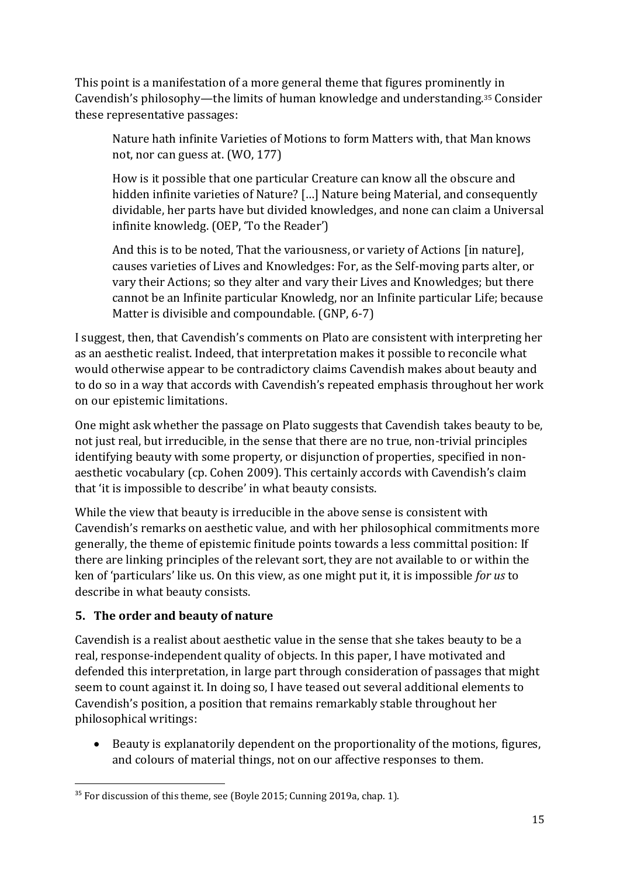This point is a manifestation of a more general theme that figures prominently in Cavendish's philosophy—the limits of human knowledge and understanding.[35] Consider these representative passages:

> Nature hath infinite Varieties of Motions to form Matters with, that Man knows not, nor can guess at. (WO, 177)
>
> How is it possible that one particular Creature can know all the obscure and hidden infinite varieties of Nature? […] Nature being Material, and consequently dividable, her parts have but divided knowledges, and none can claim a Universal infinite knowledg. (OEP, 'To the Reader')
>
> And this is to be noted, That the variousness, or variety of Actions [in nature], causes varieties of Lives and Knowledges: For, as the Self-moving parts alter, or vary their Actions; so they alter and vary their Lives and Knowledges; but there cannot be an Infinite particular Knowledg, nor an Infinite particular Life; because Matter is divisible and compoundable. (GNP, 6-7)

I suggest, then, that Cavendish's comments on Plato are consistent with interpreting her as an aesthetic realist. Indeed, that interpretation makes it possible to reconcile what would otherwise appear to be contradictory claims Cavendish makes about beauty and to do so in a way that accords with Cavendish's repeated emphasis throughout her work on our epistemic limitations.

One might ask whether the passage on Plato suggests that Cavendish takes beauty to be, not just real, but irreducible, in the sense that there are no true, non-trivial principles identifying beauty with some property, or disjunction of properties, specified in non-aesthetic vocabulary (cp. Cohen 2009). This certainly accords with Cavendish's claim that 'it is impossible to describe' in what beauty consists.

While the view that beauty is irreducible in the above sense is consistent with Cavendish's remarks on aesthetic value, and with her philosophical commitments more generally, the theme of epistemic finitude points towards a less committal position: If there are linking principles of the relevant sort, they are not available to or within the ken of 'particulars' like us. On this view, as one might put it, it is impossible *for us* to describe in what beauty consists.

## 5. The order and beauty of nature

Cavendish is a realist about aesthetic value in the sense that she takes beauty to be a real, response-independent quality of objects. In this paper, I have motivated and defended this interpretation, in large part through consideration of passages that might seem to count against it. In doing so, I have teased out several additional elements to Cavendish's position, a position that remains remarkably stable throughout her philosophical writings:

- Beauty is explanatorily dependent on the proportionality of the motions, figures, and colours of material things, not on our affective responses to them.

[35] For discussion of this theme, see (Boyle 2015; Cunning 2019a, chap. 1).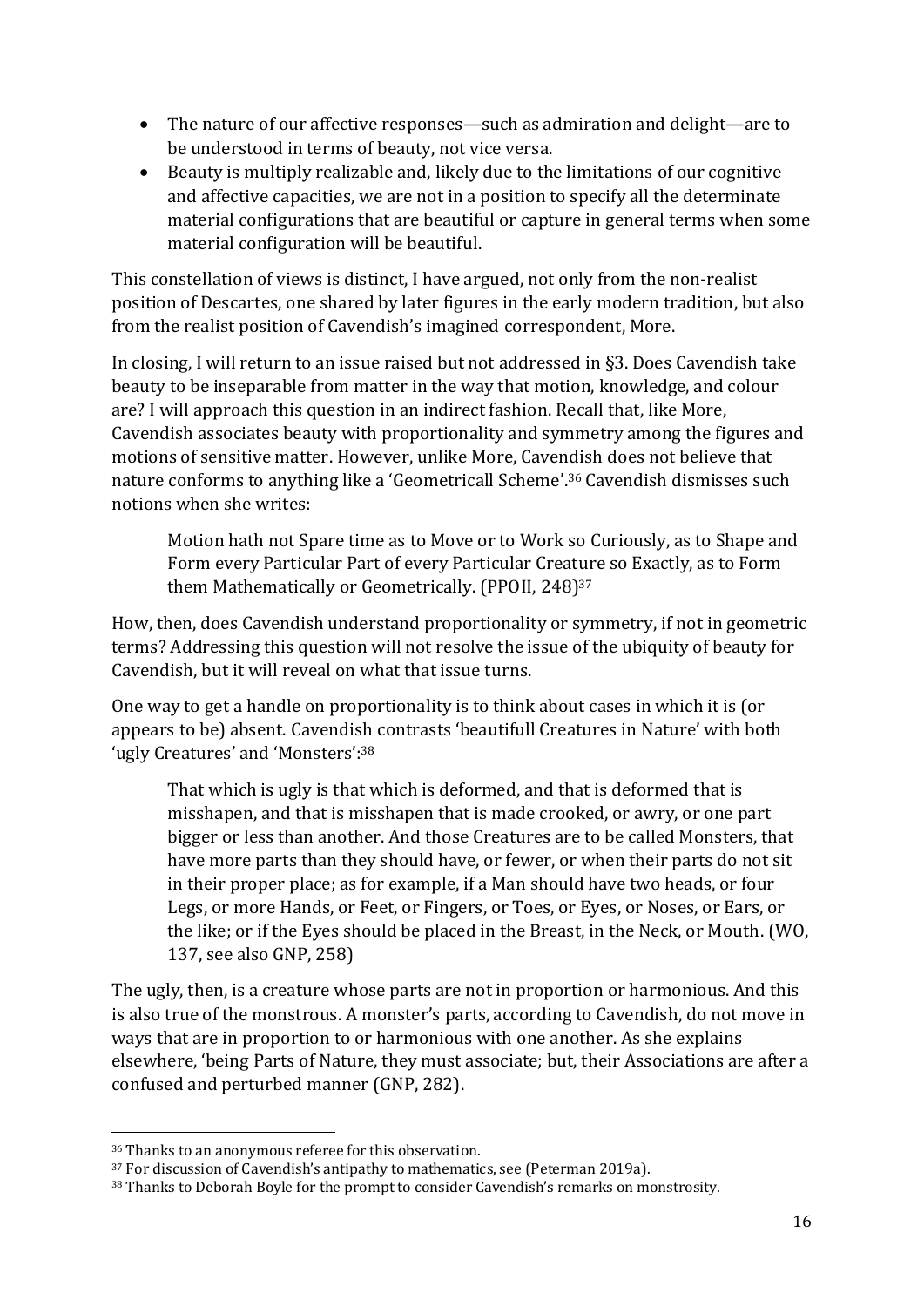- The nature of our affective responses—such as admiration and delight—are to be understood in terms of beauty, not vice versa.
- Beauty is multiply realizable and, likely due to the limitations of our cognitive and affective capacities, we are not in a position to specify all the determinate material configurations that are beautiful or capture in general terms when some material configuration will be beautiful.

This constellation of views is distinct, I have argued, not only from the non-realist position of Descartes, one shared by later figures in the early modern tradition, but also from the realist position of Cavendish's imagined correspondent, More.

In closing, I will return to an issue raised but not addressed in §3. Does Cavendish take beauty to be inseparable from matter in the way that motion, knowledge, and colour are? I will approach this question in an indirect fashion. Recall that, like More, Cavendish associates beauty with proportionality and symmetry among the figures and motions of sensitive matter. However, unlike More, Cavendish does not believe that nature conforms to anything like a 'Geometricall Scheme'.[36] Cavendish dismisses such notions when she writes:

> Motion hath not Spare time as to Move or to Work so Curiously, as to Shape and Form every Particular Part of every Particular Creature so Exactly, as to Form them Mathematically or Geometrically. (PPOII, 248)[37]

How, then, does Cavendish understand proportionality or symmetry, if not in geometric terms? Addressing this question will not resolve the issue of the ubiquity of beauty for Cavendish, but it will reveal on what that issue turns.

One way to get a handle on proportionality is to think about cases in which it is (or appears to be) absent. Cavendish contrasts 'beautifull Creatures in Nature' with both 'ugly Creatures' and 'Monsters':[38]

> That which is ugly is that which is deformed, and that is deformed that is misshapen, and that is misshapen that is made crooked, or awry, or one part bigger or less than another. And those Creatures are to be called Monsters, that have more parts than they should have, or fewer, or when their parts do not sit in their proper place; as for example, if a Man should have two heads, or four Legs, or more Hands, or Feet, or Fingers, or Toes, or Eyes, or Noses, or Ears, or the like; or if the Eyes should be placed in the Breast, in the Neck, or Mouth. (WO, 137, see also GNP, 258)

The ugly, then, is a creature whose parts are not in proportion or harmonious. And this is also true of the monstrous. A monster's parts, according to Cavendish, do not move in ways that are in proportion to or harmonious with one another. As she explains elsewhere, 'being Parts of Nature, they must associate; but, their Associations are after a confused and perturbed manner (GNP, 282).

---

[36] Thanks to an anonymous referee for this observation.

[37] For discussion of Cavendish's antipathy to mathematics, see (Peterman 2019a).

[38] Thanks to Deborah Boyle for the prompt to consider Cavendish's remarks on monstrosity.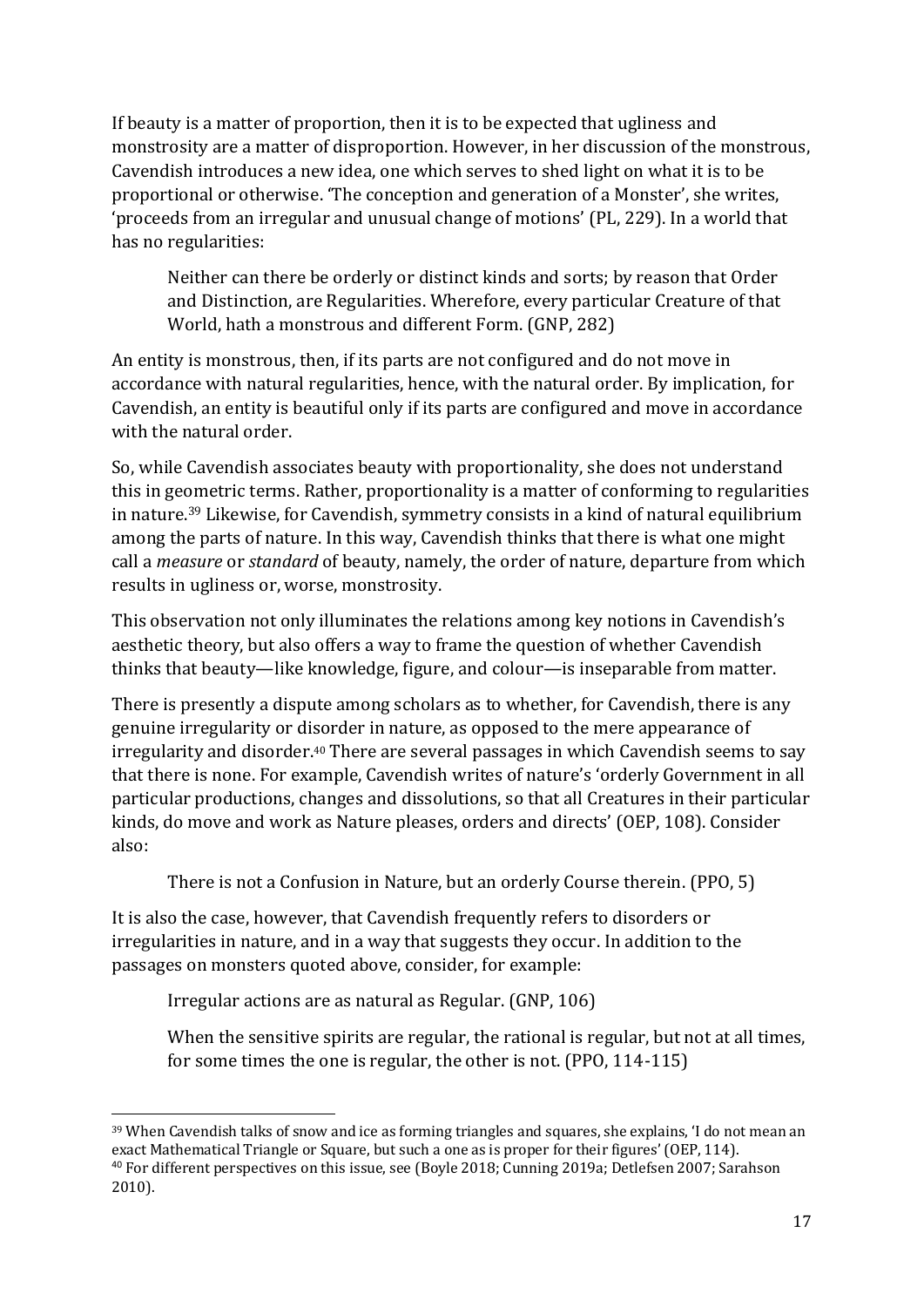If beauty is a matter of proportion, then it is to be expected that ugliness and monstrosity are a matter of disproportion. However, in her discussion of the monstrous, Cavendish introduces a new idea, one which serves to shed light on what it is to be proportional or otherwise. 'The conception and generation of a Monster', she writes, 'proceeds from an irregular and unusual change of motions' (PL, 229). In a world that has no regularities:

> Neither can there be orderly or distinct kinds and sorts; by reason that Order and Distinction, are Regularities. Wherefore, every particular Creature of that World, hath a monstrous and different Form. (GNP, 282)

An entity is monstrous, then, if its parts are not configured and do not move in accordance with natural regularities, hence, with the natural order. By implication, for Cavendish, an entity is beautiful only if its parts are configured and move in accordance with the natural order.

So, while Cavendish associates beauty with proportionality, she does not understand this in geometric terms. Rather, proportionality is a matter of conforming to regularities in nature.[39] Likewise, for Cavendish, symmetry consists in a kind of natural equilibrium among the parts of nature. In this way, Cavendish thinks that there is what one might call a *measure* or *standard* of beauty, namely, the order of nature, departure from which results in ugliness or, worse, monstrosity.

This observation not only illuminates the relations among key notions in Cavendish's aesthetic theory, but also offers a way to frame the question of whether Cavendish thinks that beauty—like knowledge, figure, and colour—is inseparable from matter.

There is presently a dispute among scholars as to whether, for Cavendish, there is any genuine irregularity or disorder in nature, as opposed to the mere appearance of irregularity and disorder.[40] There are several passages in which Cavendish seems to say that there is none. For example, Cavendish writes of nature's 'orderly Government in all particular productions, changes and dissolutions, so that all Creatures in their particular kinds, do move and work as Nature pleases, orders and directs' (OEP, 108). Consider also:

> There is not a Confusion in Nature, but an orderly Course therein. (PPO, 5)

It is also the case, however, that Cavendish frequently refers to disorders or irregularities in nature, and in a way that suggests they occur. In addition to the passages on monsters quoted above, consider, for example:

> Irregular actions are as natural as Regular. (GNP, 106)
>
> When the sensitive spirits are regular, the rational is regular, but not at all times, for some times the one is regular, the other is not. (PPO, 114-115)

---

[39] When Cavendish talks of snow and ice as forming triangles and squares, she explains, 'I do not mean an exact Mathematical Triangle or Square, but such a one as is proper for their figures' (OEP, 114).

[40] For different perspectives on this issue, see (Boyle 2018; Cunning 2019a; Detlefsen 2007; Sarahson 2010).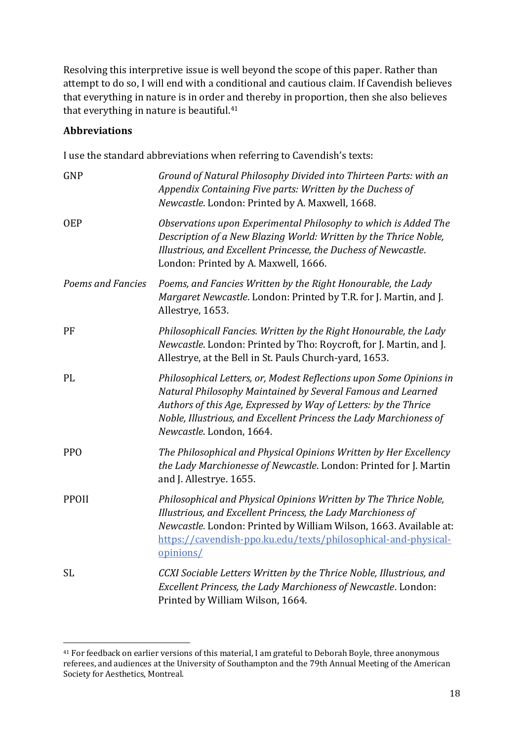Resolving this interpretive issue is well beyond the scope of this paper. Rather than attempt to do so, I will end with a conditional and cautious claim. If Cavendish believes that everything in nature is in order and thereby in proportion, then she also believes that everything in nature is beautiful.[41]

**Abbreviations**

I use the standard abbreviations when referring to Cavendish's texts:

| | |
|---|---|
| GNP | *Ground of Natural Philosophy Divided into Thirteen Parts: with an Appendix Containing Five parts: Written by the Duchess of Newcastle*. London: Printed by A. Maxwell, 1668. |
| OEP | *Observations upon Experimental Philosophy to which is Added The Description of a New Blazing World: Written by the Thrice Noble, Illustrious, and Excellent Princesse, the Duchess of Newcastle*. London: Printed by A. Maxwell, 1666. |
| *Poems and Fancies* | *Poems, and Fancies Written by the Right Honourable, the Lady Margaret Newcastle*. London: Printed by T.R. for J. Martin, and J. Allestrye, 1653. |
| PF | *Philosophicall Fancies. Written by the Right Honourable, the Lady Newcastle*. London: Printed by Tho: Roycroft, for J. Martin, and J. Allestrye, at the Bell in St. Pauls Church-yard, 1653. |
| PL | *Philosophical Letters, or, Modest Reflections upon Some Opinions in Natural Philosophy Maintained by Several Famous and Learned Authors of this Age, Expressed by Way of Letters: by the Thrice Noble, Illustrious, and Excellent Princess the Lady Marchioness of Newcastle*. London, 1664. |
| PPO | *The Philosophical and Physical Opinions Written by Her Excellency the Lady Marchionesse of Newcastle*. London: Printed for J. Martin and J. Allestrye. 1655. |
| PPOII | *Philosophical and Physical Opinions Written by The Thrice Noble, Illustrious, and Excellent Princess, the Lady Marchioness of Newcastle.* London: Printed by William Wilson, 1663. Available at: https://cavendish-ppo.ku.edu/texts/philosophical-and-physical-opinions/ |
| SL | *CCXI Sociable Letters Written by the Thrice Noble, Illustrious, and Excellent Princess, the Lady Marchioness of Newcastle*. London: Printed by William Wilson, 1664. |

[41] For feedback on earlier versions of this material, I am grateful to Deborah Boyle, three anonymous referees, and audiences at the University of Southampton and the 79th Annual Meeting of the American Society for Aesthetics, Montreal.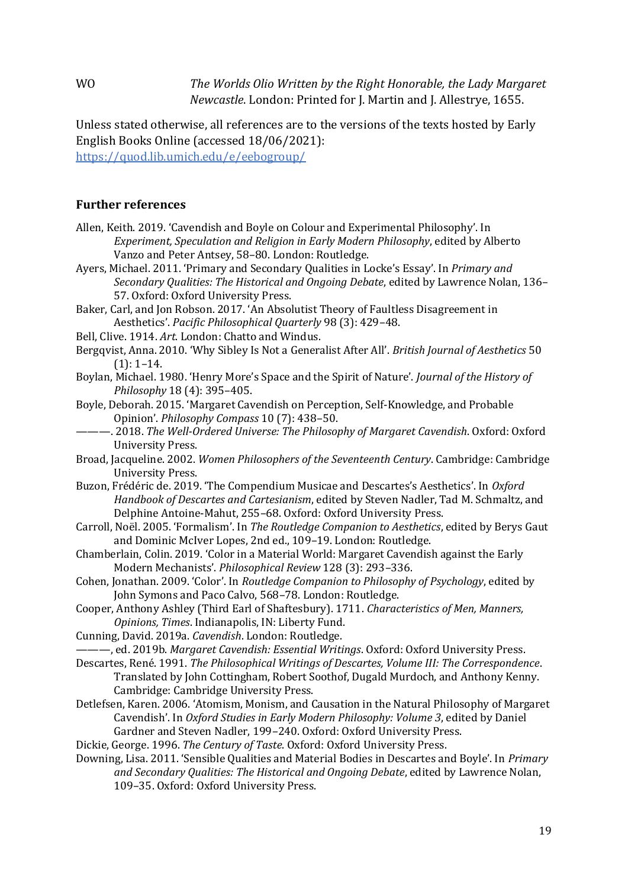WO    *The Worlds Olio Written by the Right Honorable, the Lady Margaret Newcastle*. London: Printed for J. Martin and J. Allestrye, 1655.

Unless stated otherwise, all references are to the versions of the texts hosted by Early English Books Online (accessed 18/06/2021): https://quod.lib.umich.edu/e/eebogroup/

## Further references

Allen, Keith. 2019. 'Cavendish and Boyle on Colour and Experimental Philosophy'. In *Experiment, Speculation and Religion in Early Modern Philosophy*, edited by Alberto Vanzo and Peter Antsey, 58–80. London: Routledge.

Ayers, Michael. 2011. 'Primary and Secondary Qualities in Locke's Essay'. In *Primary and Secondary Qualities: The Historical and Ongoing Debate*, edited by Lawrence Nolan, 136–57. Oxford: Oxford University Press.

Baker, Carl, and Jon Robson. 2017. 'An Absolutist Theory of Faultless Disagreement in Aesthetics'. *Pacific Philosophical Quarterly* 98 (3): 429–48.

Bell, Clive. 1914. *Art*. London: Chatto and Windus.

Bergqvist, Anna. 2010. 'Why Sibley Is Not a Generalist After All'. *British Journal of Aesthetics* 50 (1): 1–14.

Boylan, Michael. 1980. 'Henry More's Space and the Spirit of Nature'. *Journal of the History of Philosophy* 18 (4): 395–405.

Boyle, Deborah. 2015. 'Margaret Cavendish on Perception, Self-Knowledge, and Probable Opinion'. *Philosophy Compass* 10 (7): 438–50.

———. 2018. *The Well-Ordered Universe: The Philosophy of Margaret Cavendish*. Oxford: Oxford University Press.

Broad, Jacqueline. 2002. *Women Philosophers of the Seventeenth Century*. Cambridge: Cambridge University Press.

Buzon, Frédéric de. 2019. 'The Compendium Musicae and Descartes's Aesthetics'. In *Oxford Handbook of Descartes and Cartesianism*, edited by Steven Nadler, Tad M. Schmaltz, and Delphine Antoine-Mahut, 255–68. Oxford: Oxford University Press.

Carroll, Noël. 2005. 'Formalism'. In *The Routledge Companion to Aesthetics*, edited by Berys Gaut and Dominic McIver Lopes, 2nd ed., 109–19. London: Routledge.

Chamberlain, Colin. 2019. 'Color in a Material World: Margaret Cavendish against the Early Modern Mechanists'. *Philosophical Review* 128 (3): 293–336.

Cohen, Jonathan. 2009. 'Color'. In *Routledge Companion to Philosophy of Psychology*, edited by John Symons and Paco Calvo, 568–78. London: Routledge.

Cooper, Anthony Ashley (Third Earl of Shaftesbury). 1711. *Characteristics of Men, Manners, Opinions, Times*. Indianapolis, IN: Liberty Fund.

Cunning, David. 2019a. *Cavendish*. London: Routledge.

———, ed. 2019b. *Margaret Cavendish: Essential Writings*. Oxford: Oxford University Press.

Descartes, René. 1991. *The Philosophical Writings of Descartes, Volume III: The Correspondence*. Translated by John Cottingham, Robert Soothof, Dugald Murdoch, and Anthony Kenny. Cambridge: Cambridge University Press.

Detlefsen, Karen. 2006. 'Atomism, Monism, and Causation in the Natural Philosophy of Margaret Cavendish'. In *Oxford Studies in Early Modern Philosophy: Volume 3*, edited by Daniel Gardner and Steven Nadler, 199–240. Oxford: Oxford University Press.

Dickie, George. 1996. *The Century of Taste*. Oxford: Oxford University Press.

Downing, Lisa. 2011. 'Sensible Qualities and Material Bodies in Descartes and Boyle'. In *Primary and Secondary Qualities: The Historical and Ongoing Debate*, edited by Lawrence Nolan, 109–35. Oxford: Oxford University Press.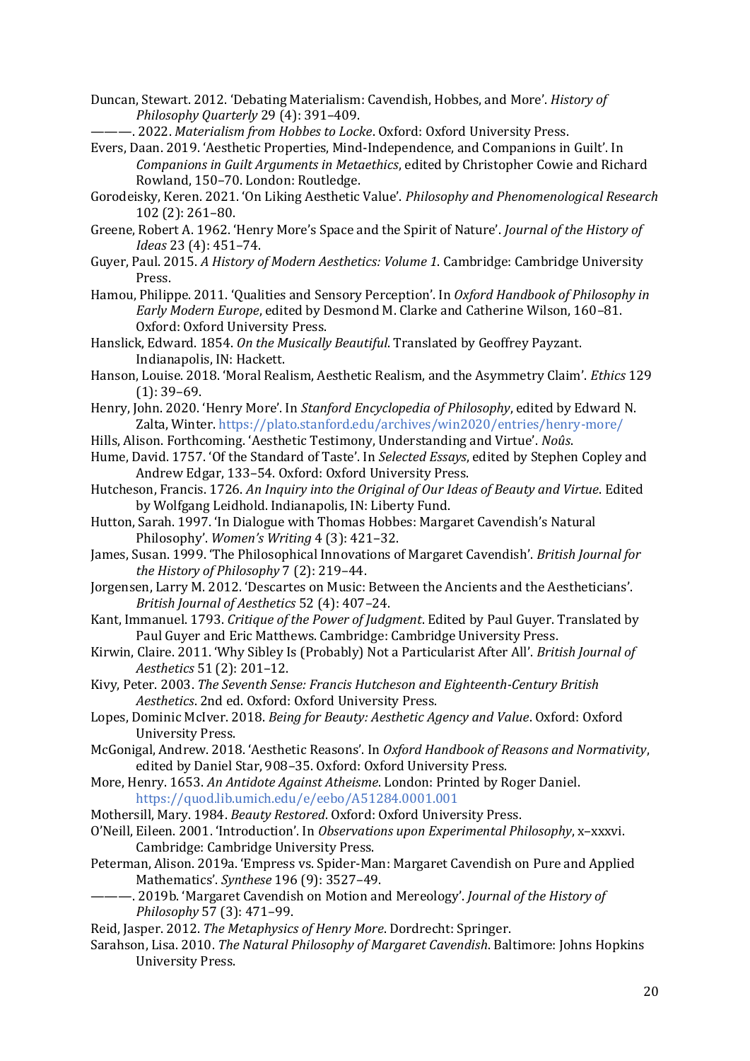Duncan, Stewart. 2012. 'Debating Materialism: Cavendish, Hobbes, and More'. *History of Philosophy Quarterly* 29 (4): 391–409.

———. 2022. *Materialism from Hobbes to Locke*. Oxford: Oxford University Press.

Evers, Daan. 2019. 'Aesthetic Properties, Mind-Independence, and Companions in Guilt'. In *Companions in Guilt Arguments in Metaethics*, edited by Christopher Cowie and Richard Rowland, 150–70. London: Routledge.

Gorodeisky, Keren. 2021. 'On Liking Aesthetic Value'. *Philosophy and Phenomenological Research* 102 (2): 261–80.

Greene, Robert A. 1962. 'Henry More's Space and the Spirit of Nature'. *Journal of the History of Ideas* 23 (4): 451–74.

Guyer, Paul. 2015. *A History of Modern Aesthetics: Volume 1*. Cambridge: Cambridge University Press.

Hamou, Philippe. 2011. 'Qualities and Sensory Perception'. In *Oxford Handbook of Philosophy in Early Modern Europe*, edited by Desmond M. Clarke and Catherine Wilson, 160–81. Oxford: Oxford University Press.

Hanslick, Edward. 1854. *On the Musically Beautiful*. Translated by Geoffrey Payzant. Indianapolis, IN: Hackett.

Hanson, Louise. 2018. 'Moral Realism, Aesthetic Realism, and the Asymmetry Claim'. *Ethics* 129 (1): 39–69.

Henry, John. 2020. 'Henry More'. In *Stanford Encyclopedia of Philosophy*, edited by Edward N. Zalta, Winter. https://plato.stanford.edu/archives/win2020/entries/henry-more/

Hills, Alison. Forthcoming. 'Aesthetic Testimony, Understanding and Virtue'. *Noûs*.

Hume, David. 1757. 'Of the Standard of Taste'. In *Selected Essays*, edited by Stephen Copley and Andrew Edgar, 133–54. Oxford: Oxford University Press.

Hutcheson, Francis. 1726. *An Inquiry into the Original of Our Ideas of Beauty and Virtue*. Edited by Wolfgang Leidhold. Indianapolis, IN: Liberty Fund.

Hutton, Sarah. 1997. 'In Dialogue with Thomas Hobbes: Margaret Cavendish's Natural Philosophy'. *Women's Writing* 4 (3): 421–32.

James, Susan. 1999. 'The Philosophical Innovations of Margaret Cavendish'. *British Journal for the History of Philosophy* 7 (2): 219–44.

Jorgensen, Larry M. 2012. 'Descartes on Music: Between the Ancients and the Aestheticians'. *British Journal of Aesthetics* 52 (4): 407–24.

Kant, Immanuel. 1793. *Critique of the Power of Judgment*. Edited by Paul Guyer. Translated by Paul Guyer and Eric Matthews. Cambridge: Cambridge University Press.

Kirwin, Claire. 2011. 'Why Sibley Is (Probably) Not a Particularist After All'. *British Journal of Aesthetics* 51 (2): 201–12.

Kivy, Peter. 2003. *The Seventh Sense: Francis Hutcheson and Eighteenth-Century British Aesthetics*. 2nd ed. Oxford: Oxford University Press.

Lopes, Dominic McIver. 2018. *Being for Beauty: Aesthetic Agency and Value*. Oxford: Oxford University Press.

McGonigal, Andrew. 2018. 'Aesthetic Reasons'. In *Oxford Handbook of Reasons and Normativity*, edited by Daniel Star, 908–35. Oxford: Oxford University Press.

More, Henry. 1653. *An Antidote Against Atheisme*. London: Printed by Roger Daniel. https://quod.lib.umich.edu/e/eebo/A51284.0001.001

Mothersill, Mary. 1984. *Beauty Restored*. Oxford: Oxford University Press.

O'Neill, Eileen. 2001. 'Introduction'. In *Observations upon Experimental Philosophy*, x–xxxvi. Cambridge: Cambridge University Press.

Peterman, Alison. 2019a. 'Empress vs. Spider-Man: Margaret Cavendish on Pure and Applied Mathematics'. *Synthese* 196 (9): 3527–49.

———. 2019b. 'Margaret Cavendish on Motion and Mereology'. *Journal of the History of Philosophy* 57 (3): 471–99.

Reid, Jasper. 2012. *The Metaphysics of Henry More*. Dordrecht: Springer.

Sarahson, Lisa. 2010. *The Natural Philosophy of Margaret Cavendish*. Baltimore: Johns Hopkins University Press.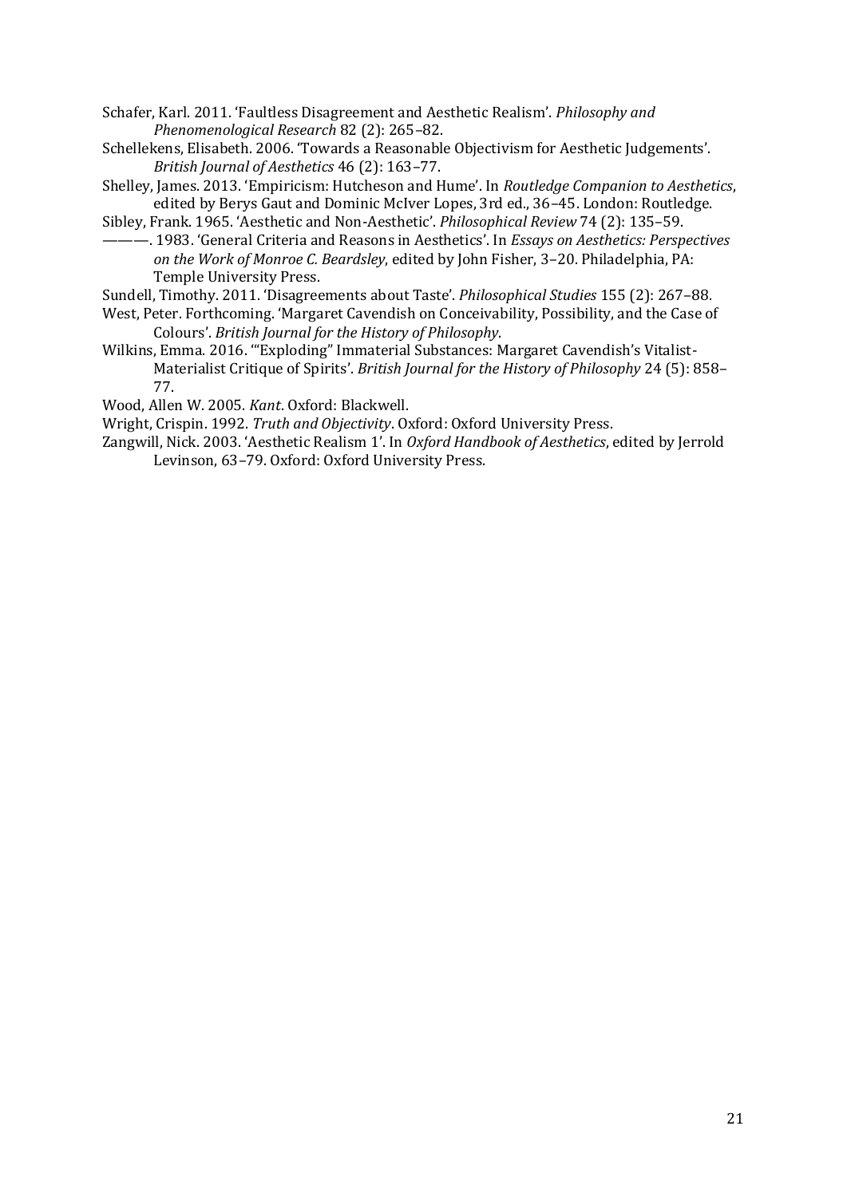Schafer, Karl. 2011. 'Faultless Disagreement and Aesthetic Realism'. *Philosophy and Phenomenological Research* 82 (2): 265–82.

Schellekens, Elisabeth. 2006. 'Towards a Reasonable Objectivism for Aesthetic Judgements'. *British Journal of Aesthetics* 46 (2): 163–77.

Shelley, James. 2013. 'Empiricism: Hutcheson and Hume'. In *Routledge Companion to Aesthetics*, edited by Berys Gaut and Dominic McIver Lopes, 3rd ed., 36–45. London: Routledge.

Sibley, Frank. 1965. 'Aesthetic and Non-Aesthetic'. *Philosophical Review* 74 (2): 135–59.

———. 1983. 'General Criteria and Reasons in Aesthetics'. In *Essays on Aesthetics: Perspectives on the Work of Monroe C. Beardsley*, edited by John Fisher, 3–20. Philadelphia, PA: Temple University Press.

Sundell, Timothy. 2011. 'Disagreements about Taste'. *Philosophical Studies* 155 (2): 267–88.

West, Peter. Forthcoming. 'Margaret Cavendish on Conceivability, Possibility, and the Case of Colours'. *British Journal for the History of Philosophy*.

Wilkins, Emma. 2016. '"Exploding" Immaterial Substances: Margaret Cavendish's Vitalist-Materialist Critique of Spirits'. *British Journal for the History of Philosophy* 24 (5): 858–77.

Wood, Allen W. 2005. *Kant*. Oxford: Blackwell.

Wright, Crispin. 1992. *Truth and Objectivity*. Oxford: Oxford University Press.

Zangwill, Nick. 2003. 'Aesthetic Realism 1'. In *Oxford Handbook of Aesthetics*, edited by Jerrold Levinson, 63–79. Oxford: Oxford University Press.